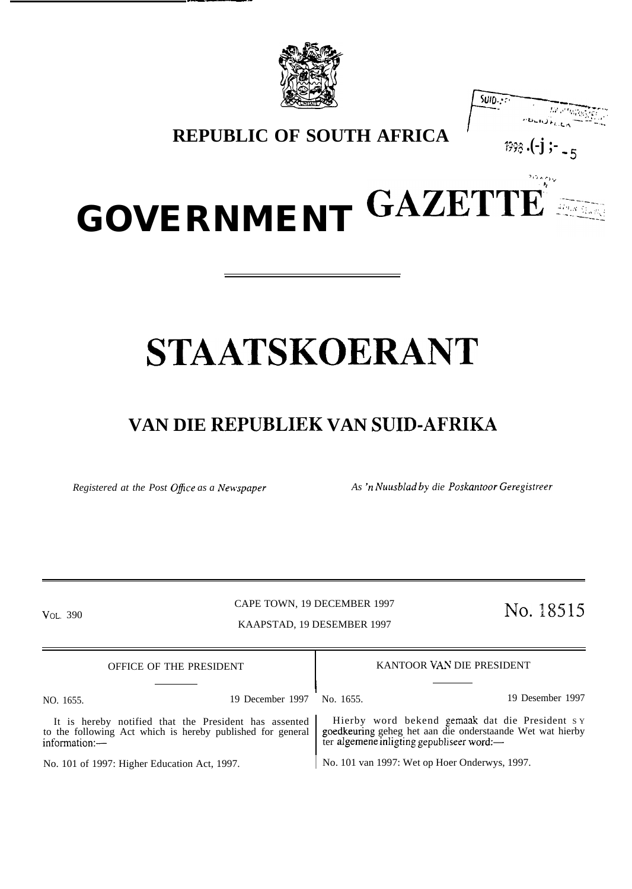# REPUBLIC OF SOUTH AFRICA

# GOVERNMENT GAZETTE

# STAATSKOERANT

## VAN DIE REPUBLIEK VAN SUID-AFRIKA

*Registered at the Post Office as a Newspaper* — *As 'n Nuusblad by die Poskantoor Geregistreer*

VOL. 390 — CAPE TOWN, 19 DECEMBER 1997 — KAAPSTAD, 19 DESEMBER 1997 — No. 18515

OFFICE OF THE PRESIDENT

NO. 1655. 19 December 1997

It is hereby notified that the President has assented to the following Act which is hereby published for general information:—

No. 101 of 1997: Higher Education Act, 1997.

KANTOOR VAN DIE PRESIDENT

No. 1655. 19 Desember 1997

Hierby word bekend gemaak dat die President sy goedkeuring geheg het aan die onderstaande Wet wat hierby ter algemene inligting gepubliseer word:—

No. 101 van 1997: Wet op Hoer Onderwys, 1997.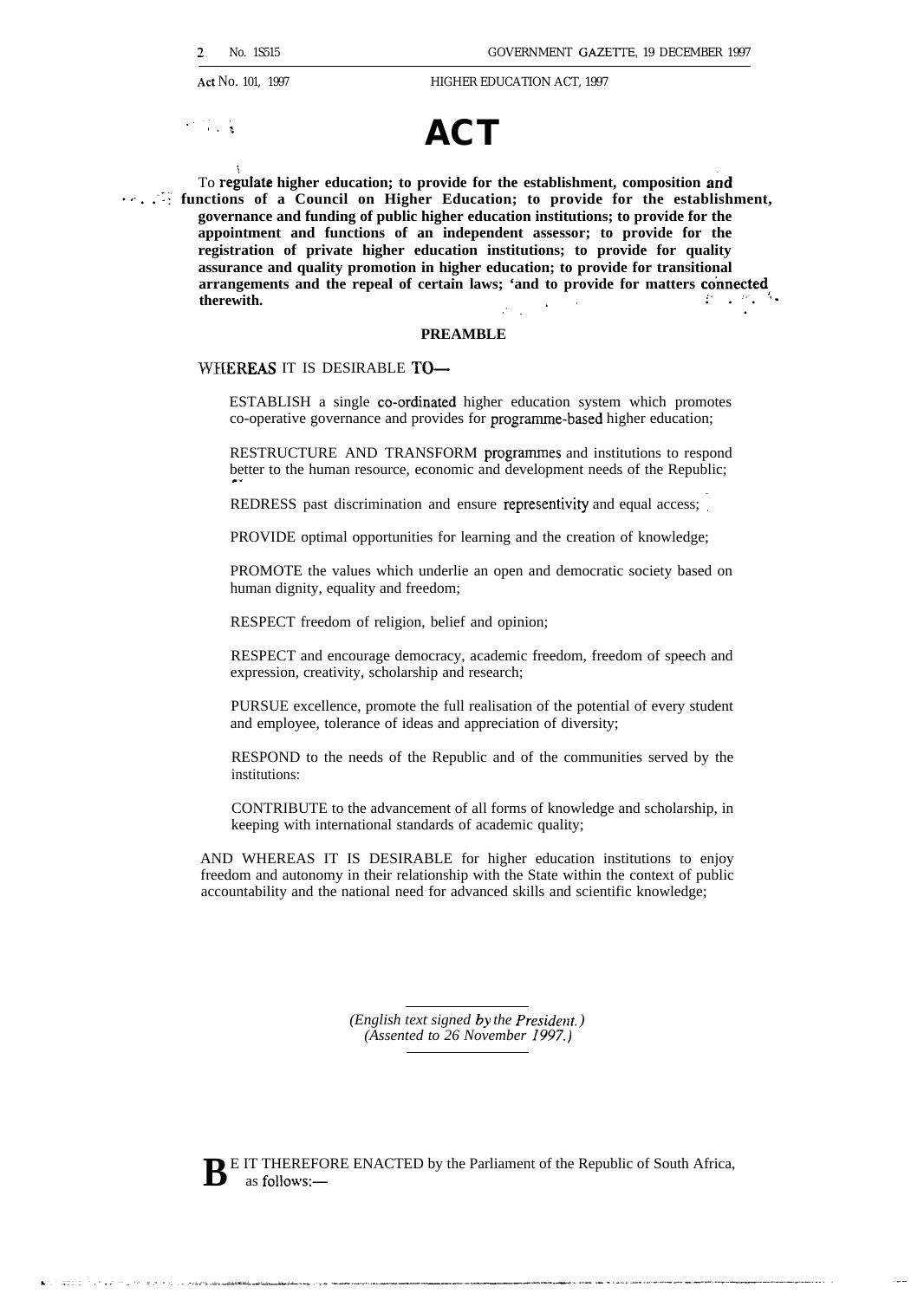# ACT

**To regulate higher education; to provide for the establishment, composition and functions of a Council on Higher Education; to provide for the establishment, governance and funding of public higher education institutions; to provide for the appointment and functions of an independent assessor; to provide for the registration of private higher education institutions; to provide for quality assurance and quality promotion in higher education; to provide for transitional arrangements and the repeal of certain laws; 'and to provide for matters connected therewith.**

**PREAMBLE**

WHEREAS IT IS DESIRABLE TO—

ESTABLISH a single co-ordinated higher education system which promotes co-operative governance and provides for programme-based higher education;

RESTRUCTURE AND TRANSFORM programmes and institutions to respond better to the human resource, economic and development needs of the Republic;

REDRESS past discrimination and ensure representivity and equal access;

PROVIDE optimal opportunities for learning and the creation of knowledge;

PROMOTE the values which underlie an open and democratic society based on human dignity, equality and freedom;

RESPECT freedom of religion, belief and opinion;

RESPECT and encourage democracy, academic freedom, freedom of speech and expression, creativity, scholarship and research;

PURSUE excellence, promote the full realisation of the potential of every student and employee, tolerance of ideas and appreciation of diversity;

RESPOND to the needs of the Republic and of the communities served by the institutions:

CONTRIBUTE to the advancement of all forms of knowledge and scholarship, in keeping with international standards of academic quality;

AND WHEREAS IT IS DESIRABLE for higher education institutions to enjoy freedom and autonomy in their relationship with the State within the context of public accountability and the national need for advanced skills and scientific knowledge;

*(English text signed by the President.)*
*(Assented to 26 November 1997.)*

BE IT THEREFORE ENACTED by the Parliament of the Republic of South Africa, as follows:—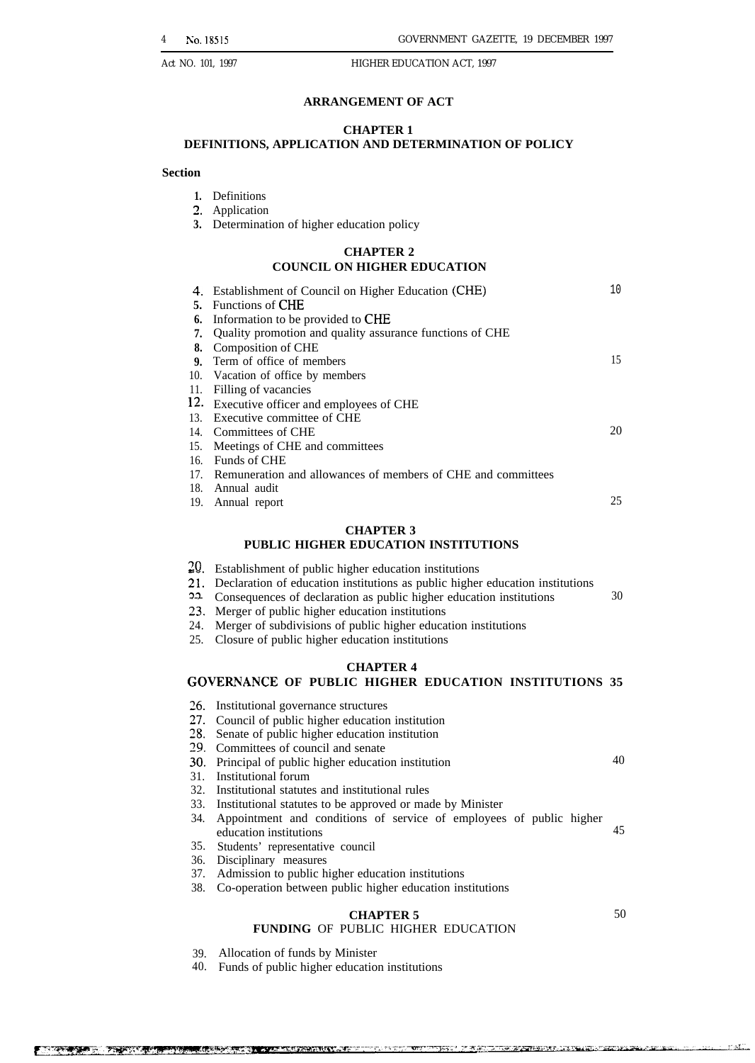## ARRANGEMENT OF ACT

### CHAPTER 1
### DEFINITIONS, APPLICATION AND DETERMINATION OF POLICY

**Section**

1. Definitions
2. Application
3. Determination of higher education policy

### CHAPTER 2
### COUNCIL ON HIGHER EDUCATION

4. Establishment of Council on Higher Education (CHE)
5. Functions of CHE
6. Information to be provided to CHE
7. Quality promotion and quality assurance functions of CHE
8. Composition of CHE
9. Term of office of members
10. Vacation of office by members
11. Filling of vacancies
12. Executive officer and employees of CHE
13. Executive committee of CHE
14. Committees of CHE
15. Meetings of CHE and committees
16. Funds of CHE
17. Remuneration and allowances of members of CHE and committees
18. Annual audit
19. Annual report

### CHAPTER 3
### PUBLIC HIGHER EDUCATION INSTITUTIONS

20. Establishment of public higher education institutions
21. Declaration of education institutions as public higher education institutions
22. Consequences of declaration as public higher education institutions
23. Merger of public higher education institutions
24. Merger of subdivisions of public higher education institutions
25. Closure of public higher education institutions

### CHAPTER 4
### GOVERNANCE OF PUBLIC HIGHER EDUCATION INSTITUTIONS

26. Institutional governance structures
27. Council of public higher education institution
28. Senate of public higher education institution
29. Committees of council and senate
30. Principal of public higher education institution
31. Institutional forum
32. Institutional statutes and institutional rules
33. Institutional statutes to be approved or made by Minister
34. Appointment and conditions of service of employees of public higher education institutions
35. Students' representative council
36. Disciplinary measures
37. Admission to public higher education institutions
38. Co-operation between public higher education institutions

### CHAPTER 5
### FUNDING OF PUBLIC HIGHER EDUCATION

39. Allocation of funds by Minister
40. Funds of public higher education institutions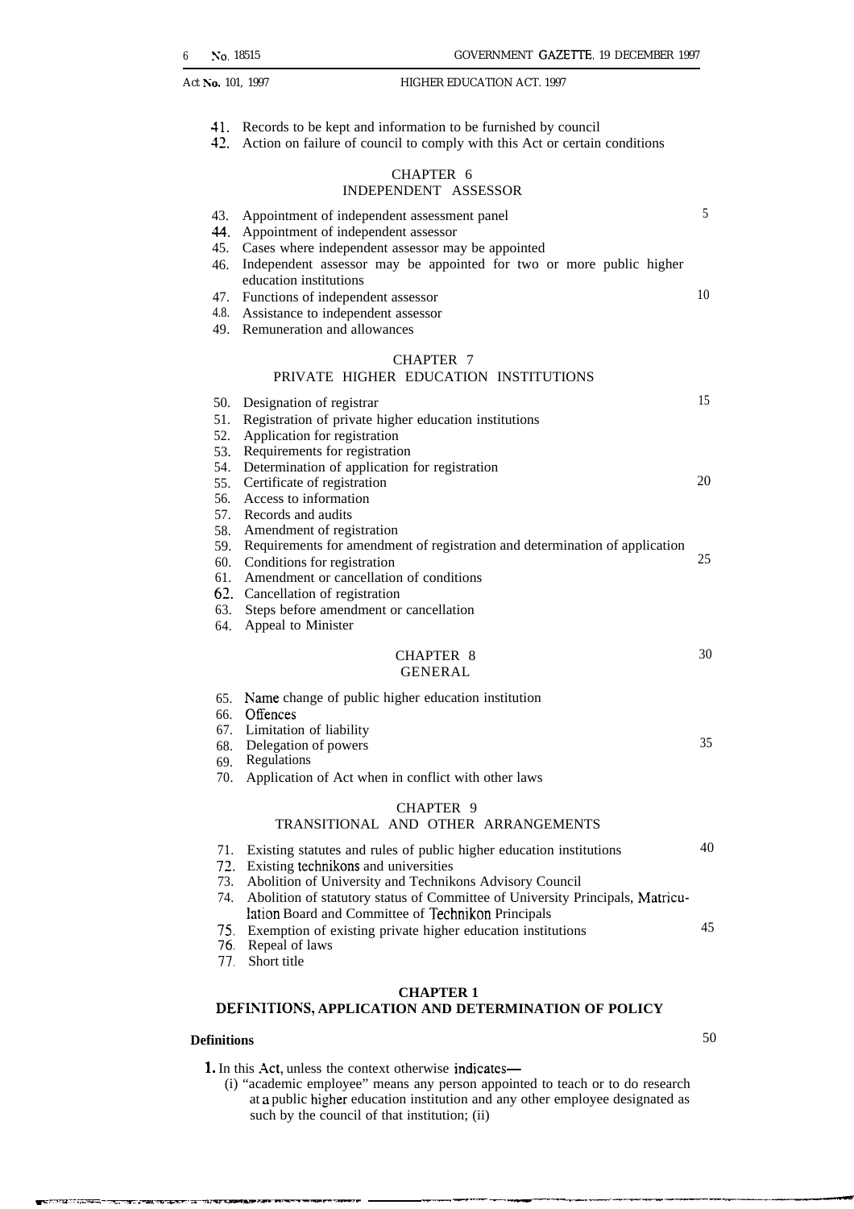41. Records to be kept and information to be furnished by council
42. Action on failure of council to comply with this Act or certain conditions

## CHAPTER 6
## INDEPENDENT ASSESSOR

43. Appointment of independent assessment panel
44. Appointment of independent assessor
45. Cases where independent assessor may be appointed
46. Independent assessor may be appointed for two or more public higher education institutions
47. Functions of independent assessor
48. Assistance to independent assessor
49. Remuneration and allowances

## CHAPTER 7
## PRIVATE HIGHER EDUCATION INSTITUTIONS

50. Designation of registrar
51. Registration of private higher education institutions
52. Application for registration
53. Requirements for registration
54. Determination of application for registration
55. Certificate of registration
56. Access to information
57. Records and audits
58. Amendment of registration
59. Requirements for amendment of registration and determination of application
60. Conditions for registration
61. Amendment or cancellation of conditions
62. Cancellation of registration
63. Steps before amendment or cancellation
64. Appeal to Minister

## CHAPTER 8
## GENERAL

65. Name change of public higher education institution
66. Offences
67. Limitation of liability
68. Delegation of powers
69. Regulations
70. Application of Act when in conflict with other laws

## CHAPTER 9
## TRANSITIONAL AND OTHER ARRANGEMENTS

71. Existing statutes and rules of public higher education institutions
72. Existing technikons and universities
73. Abolition of University and Technikons Advisory Council
74. Abolition of statutory status of Committee of University Principals, Matriculation Board and Committee of Technikon Principals
75. Exemption of existing private higher education institutions
76. Repeal of laws
77. Short title

## CHAPTER 1
## DEFINITIONS, APPLICATION AND DETERMINATION OF POLICY

**Definitions**

**1.** In this Act, unless the context otherwise indicates—

(i) "academic employee" means any person appointed to teach or to do research at a public higher education institution and any other employee designated as such by the council of that institution; (ii)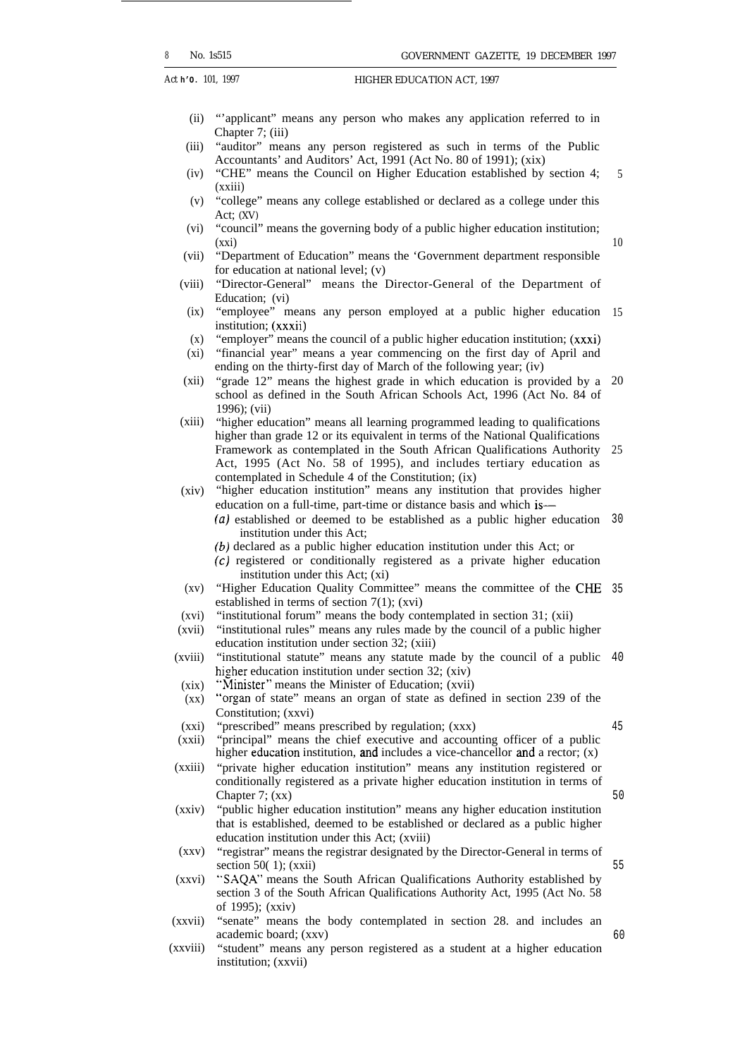(ii) "'applicant" means any person who makes any application referred to in Chapter 7; (iii)

(iii) "auditor" means any person registered as such in terms of the Public Accountants' and Auditors' Act, 1991 (Act No. 80 of 1991); (xix)

(iv) "CHE" means the Council on Higher Education established by section 4; (xxiii)

(v) "college" means any college established or declared as a college under this Act; (XV)

(vi) "council" means the governing body of a public higher education institution; (xxi)

(vii) "Department of Education" means the 'Government department responsible for education at national level; (v)

(viii) "Director-General" means the Director-General of the Department of Education; (vi)

(ix) "employee" means any person employed at a public higher education institution; (xxxii)

(x) "employer" means the council of a public higher education institution; (xxxi)

(xi) "financial year" means a year commencing on the first day of April and ending on the thirty-first day of March of the following year; (iv)

(xii) "grade 12" means the highest grade in which education is provided by a school as defined in the South African Schools Act, 1996 (Act No. 84 of 1996); (vii)

(xiii) "higher education" means all learning programmed leading to qualifications higher than grade 12 or its equivalent in terms of the National Qualifications Framework as contemplated in the South African Qualifications Authority Act, 1995 (Act No. 58 of 1995), and includes tertiary education as contemplated in Schedule 4 of the Constitution; (ix)

(xiv) "higher education institution" means any institution that provides higher education on a full-time, part-time or distance basis and which is—

*(a)* established or deemed to be established as a public higher education institution under this Act;

*(b)* declared as a public higher education institution under this Act; or

*(c)* registered or conditionally registered as a private higher education institution under this Act; (xi)

(xv) "Higher Education Quality Committee" means the committee of the CHE established in terms of section 7(1); (xvi)

(xvi) "institutional forum" means the body contemplated in section 31; (xii)

(xvii) "institutional rules" means any rules made by the council of a public higher education institution under section 32; (xiii)

(xviii) "institutional statute" means any statute made by the council of a public higher education institution under section 32; (xiv)

(xix) "Minister" means the Minister of Education; (xvii)

(xx) "organ of state" means an organ of state as defined in section 239 of the Constitution; (xxvi)

(xxi) "prescribed" means prescribed by regulation; (xxx)

(xxii) "principal" means the chief executive and accounting officer of a public higher education institution, and includes a vice-chancellor and a rector; (x)

(xxiii) "private higher education institution" means any institution registered or conditionally registered as a private higher education institution in terms of Chapter 7; (xx)

(xxiv) "public higher education institution" means any higher education institution that is established, deemed to be established or declared as a public higher education institution under this Act; (xviii)

(xxv) "registrar" means the registrar designated by the Director-General in terms of section 50( 1); (xxii)

(xxvi) "SAQA" means the South African Qualifications Authority established by section 3 of the South African Qualifications Authority Act, 1995 (Act No. 58 of 1995); (xxiv)

(xxvii) "senate" means the body contemplated in section 28. and includes an academic board; (xxv)

(xxviii) "student" means any person registered as a student at a higher education institution; (xxvii)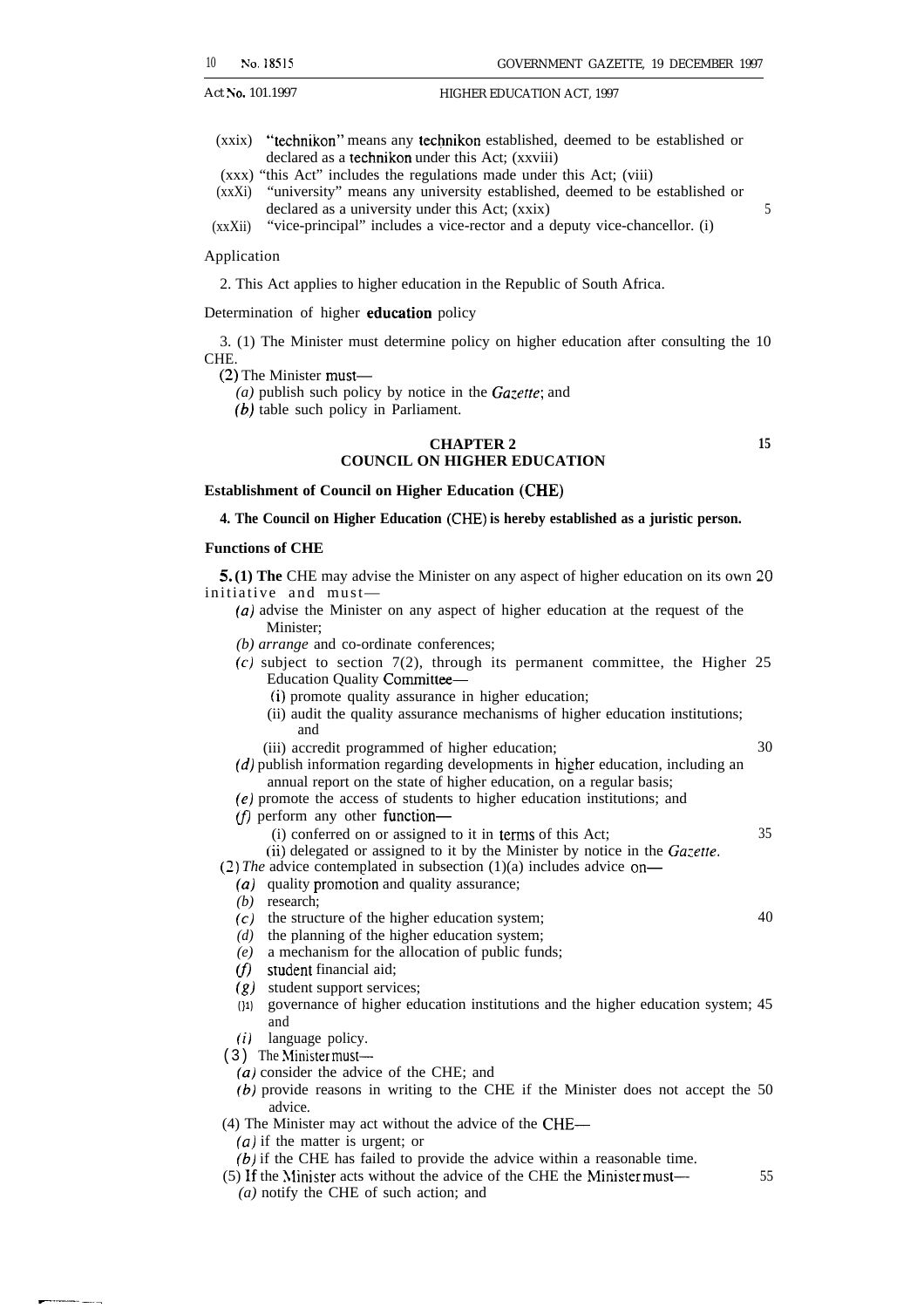(xxix) "technikon" means any technikon established, deemed to be established or declared as a technikon under this Act; (xxviii)

(xxx) "this Act" includes the regulations made under this Act; (viii)

(xxXi) "university" means any university established, deemed to be established or declared as a university under this Act; (xxix)

(xxXii) "vice-principal" includes a vice-rector and a deputy vice-chancellor. (i)

Application

2. This Act applies to higher education in the Republic of South Africa.

Determination of higher **education** policy

3. (1) The Minister must determine policy on higher education after consulting the CHE.

(2) The Minister must—

*(a)* publish such policy by notice in the *Gazette*; and

*(b)* table such policy in Parliament.

## CHAPTER 2
## COUNCIL ON HIGHER EDUCATION

**Establishment of Council on Higher Education (CHE)**

**4. The Council on Higher Education (CHE) is hereby established as a juristic person.**

**Functions of CHE**

**5. (1) The** CHE may advise the Minister on any aspect of higher education on its own initiative and must—

*(a)* advise the Minister on any aspect of higher education at the request of the Minister;

*(b) arrange* and co-ordinate conferences;

*(c)* subject to section 7(2), through its permanent committee, the Higher Education Quality Committee—

(i) promote quality assurance in higher education;

(ii) audit the quality assurance mechanisms of higher education institutions; and

(iii) accredit programmed of higher education;

*(d)* publish information regarding developments in higher education, including an annual report on the state of higher education, on a regular basis;

*(e)* promote the access of students to higher education institutions; and

*(f)* perform any other function—

(i) conferred on or assigned to it in terms of this Act;

(ii) delegated or assigned to it by the Minister by notice in the *Gazette*.

(2) *The* advice contemplated in subsection (1)(a) includes advice on—

*(a)* quality promotion and quality assurance;

*(b)* research;

*(c)* the structure of the higher education system;

*(d)* the planning of the higher education system;

*(e)* a mechanism for the allocation of public funds;

*(f)* student financial aid;

*(g)* student support services;

*(h)* governance of higher education institutions and the higher education system; and

*(i)* language policy.

(3) The Minister must—

*(a)* consider the advice of the CHE; and

*(b)* provide reasons in writing to the CHE if the Minister does not accept the advice.

(4) The Minister may act without the advice of the CHE—

*(a)* if the matter is urgent; or

*(b)* if the CHE has failed to provide the advice within a reasonable time.

(5) If the Minister acts without the advice of the CHE the Minister must—

*(a)* notify the CHE of such action; and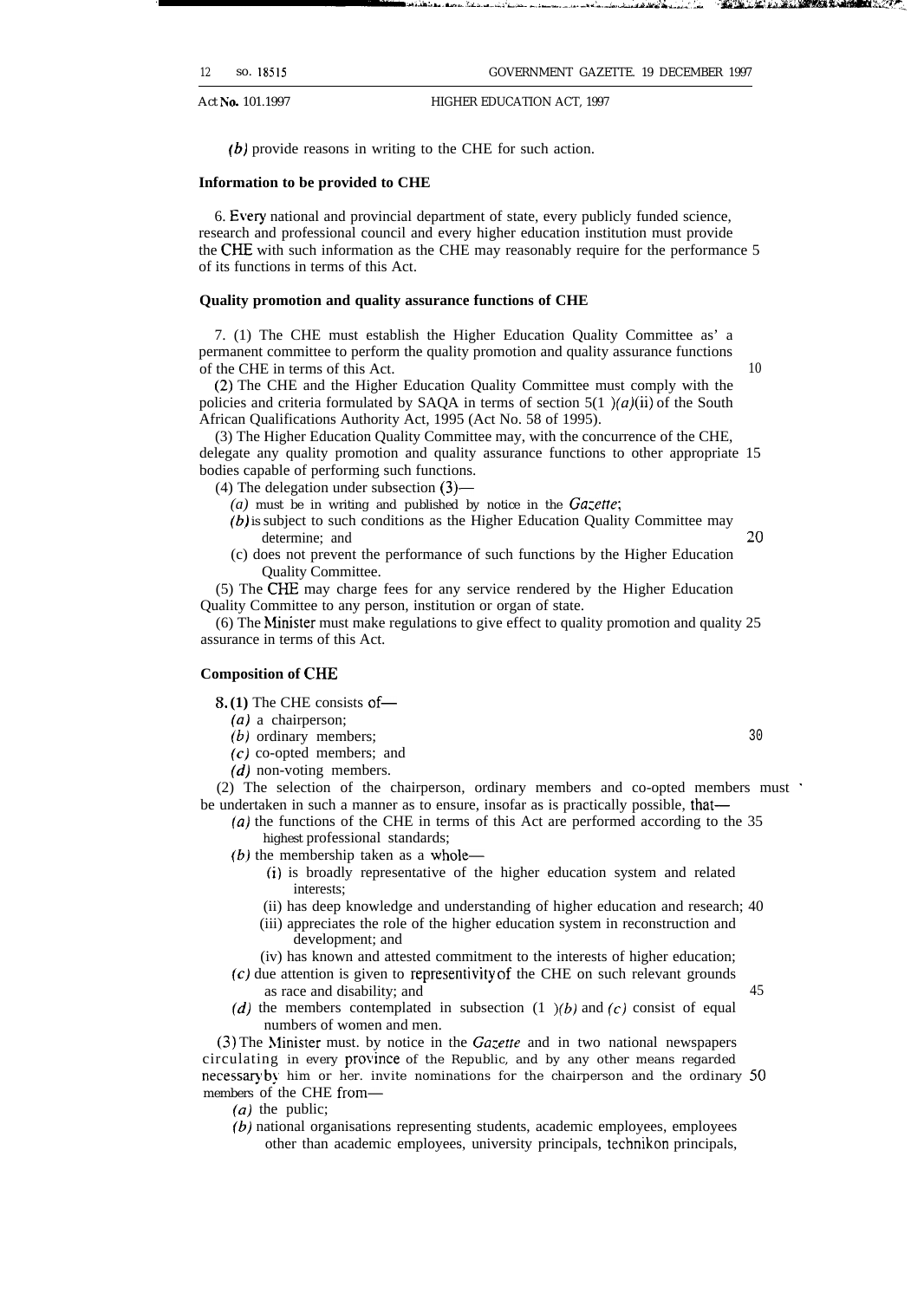(*b*) provide reasons in writing to the CHE for such action.

**Information to be provided to CHE**

6. Every national and provincial department of state, every publicly funded science, research and professional council and every higher education institution must provide the CHE with such information as the CHE may reasonably require for the performance of its functions in terms of this Act.

**Quality promotion and quality assurance functions of CHE**

7. (1) The CHE must establish the Higher Education Quality Committee as a permanent committee to perform the quality promotion and quality assurance functions of the CHE in terms of this Act.

(2) The CHE and the Higher Education Quality Committee must comply with the policies and criteria formulated by SAQA in terms of section 5(1)(*a*)(ii) of the South African Qualifications Authority Act, 1995 (Act No. 58 of 1995).

(3) The Higher Education Quality Committee may, with the concurrence of the CHE, delegate any quality promotion and quality assurance functions to other appropriate bodies capable of performing such functions.

(4) The delegation under subsection (3)—

(*a*) must be in writing and published by notice in the *Gazette*;

(*b*) is subject to such conditions as the Higher Education Quality Committee may determine; and

(*c*) does not prevent the performance of such functions by the Higher Education Quality Committee.

(5) The CHE may charge fees for any service rendered by the Higher Education Quality Committee to any person, institution or organ of state.

(6) The Minister must make regulations to give effect to quality promotion and quality assurance in terms of this Act.

**Composition of CHE**

8. (1) The CHE consists of—

(*a*) a chairperson;

(*b*) ordinary members;

(*c*) co-opted members; and

(*d*) non-voting members.

(2) The selection of the chairperson, ordinary members and co-opted members must be undertaken in such a manner as to ensure, insofar as is practically possible, that—

(*a*) the functions of the CHE in terms of this Act are performed according to the highest professional standards;

(*b*) the membership taken as a whole—

(i) is broadly representative of the higher education system and related interests;

(ii) has deep knowledge and understanding of higher education and research;

(iii) appreciates the role of the higher education system in reconstruction and development; and

(iv) has known and attested commitment to the interests of higher education;

(*c*) due attention is given to representivity of the CHE on such relevant grounds as race and disability; and

(*d*) the members contemplated in subsection (1)(*b*) and (*c*) consist of equal numbers of women and men.

(3) The Minister must, by notice in the *Gazette* and in two national newspapers circulating in every province of the Republic, and by any other means regarded necessary by him or her, invite nominations for the chairperson and the ordinary members of the CHE from—

(*a*) the public;

(*b*) national organisations representing students, academic employees, employees other than academic employees, university principals, technikon principals,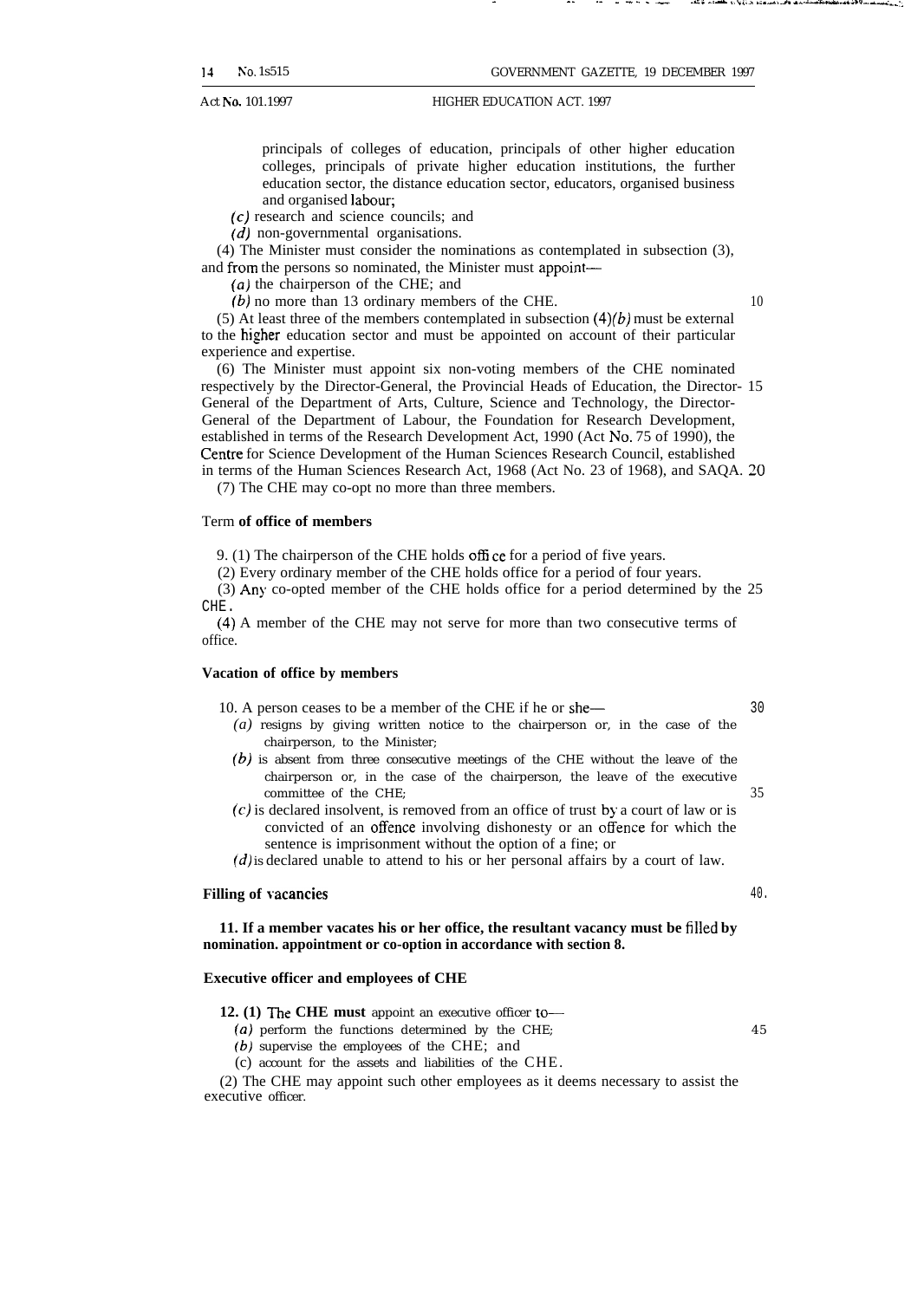principals of colleges of education, principals of other higher education colleges, principals of private higher education institutions, the further education sector, the distance education sector, educators, organised business and organised labour;

*(c)* research and science councils; and

*(d)* non-governmental organisations.

(4) The Minister must consider the nominations as contemplated in subsection (3), and from the persons so nominated, the Minister must appoint—

*(a)* the chairperson of the CHE; and

*(b)* no more than 13 ordinary members of the CHE.

(5) At least three of the members contemplated in subsection (4)*(b)* must be external to the higher education sector and must be appointed on account of their particular experience and expertise.

(6) The Minister must appoint six non-voting members of the CHE nominated respectively by the Director-General, the Provincial Heads of Education, the Director-General of the Department of Arts, Culture, Science and Technology, the Director-General of the Department of Labour, the Foundation for Research Development, established in terms of the Research Development Act, 1990 (Act No. 75 of 1990), the Centre for Science Development of the Human Sciences Research Council, established in terms of the Human Sciences Research Act, 1968 (Act No. 23 of 1968), and SAQA.

(7) The CHE may co-opt no more than three members.

**Term of office of members**

9. (1) The chairperson of the CHE holds office for a period of five years.

(2) Every ordinary member of the CHE holds office for a period of four years.

(3) Any co-opted member of the CHE holds office for a period determined by the CHE.

(4) A member of the CHE may not serve for more than two consecutive terms of office.

**Vacation of office by members**

10. A person ceases to be a member of the CHE if he or she—

*(a)* resigns by giving written notice to the chairperson or, in the case of the chairperson, to the Minister;

*(b)* is absent from three consecutive meetings of the CHE without the leave of the chairperson or, in the case of the chairperson, the leave of the executive committee of the CHE;

*(c)* is declared insolvent, is removed from an office of trust by a court of law or is convicted of an offence involving dishonesty or an offence for which the sentence is imprisonment without the option of a fine; or

*(d)* is declared unable to attend to his or her personal affairs by a court of law.

**Filling of vacancies**

**11. If a member vacates his or her office, the resultant vacancy must be filled by nomination. appointment or co-option in accordance with section 8.**

**Executive officer and employees of CHE**

**12. (1) The CHE must** appoint an executive officer to—

*(a)* perform the functions determined by the CHE;

*(b)* supervise the employees of the CHE; and

(c) account for the assets and liabilities of the CHE.

(2) The CHE may appoint such other employees as it deems necessary to assist the executive officer.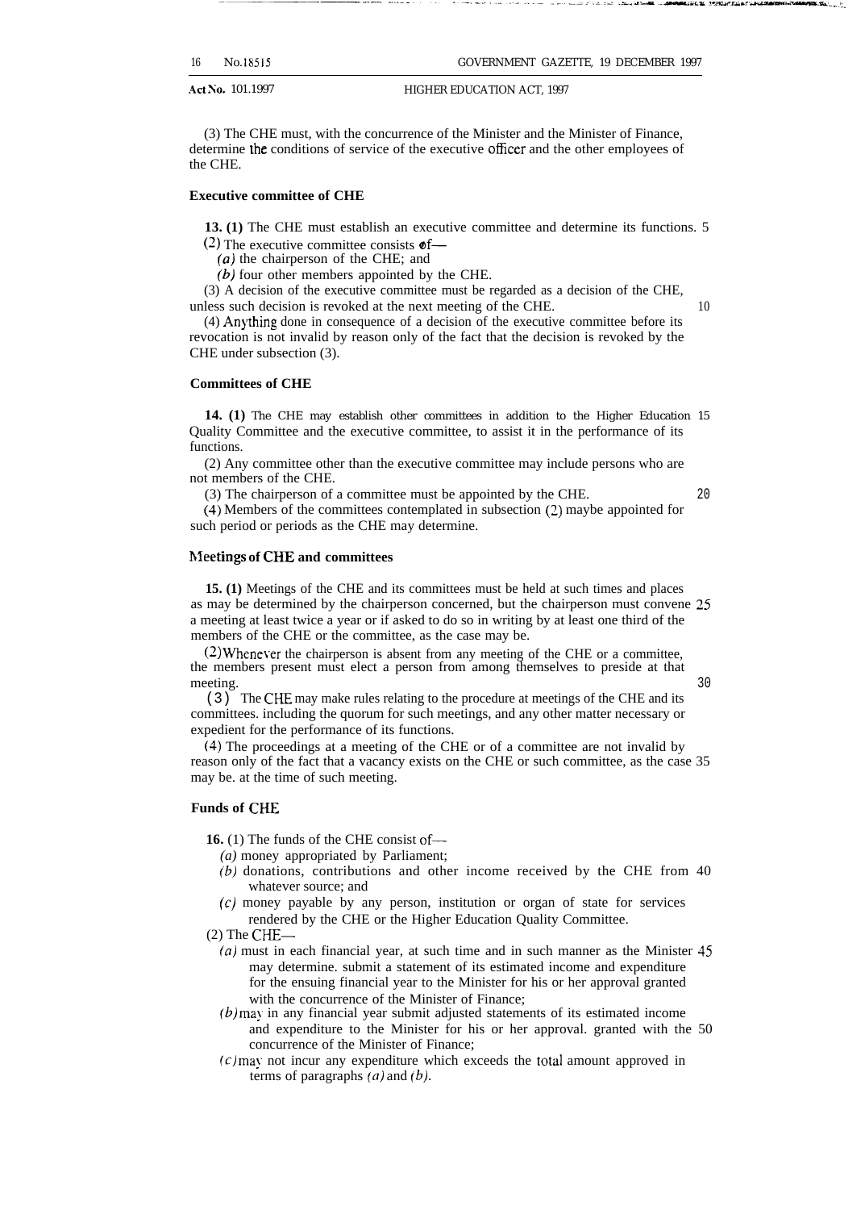(3) The CHE must, with the concurrence of the Minister and the Minister of Finance, determine the conditions of service of the executive officer and the other employees of the CHE.

**Executive committee of CHE**

**13. (1)** The CHE must establish an executive committee and determine its functions.

(2) The executive committee consists of—

*(a)* the chairperson of the CHE; and

*(b)* four other members appointed by the CHE.

(3) A decision of the executive committee must be regarded as a decision of the CHE, unless such decision is revoked at the next meeting of the CHE.

(4) Anything done in consequence of a decision of the executive committee before its revocation is not invalid by reason only of the fact that the decision is revoked by the CHE under subsection (3).

**Committees of CHE**

**14. (1)** The CHE may establish other committees in addition to the Higher Education Quality Committee and the executive committee, to assist it in the performance of its functions.

(2) Any committee other than the executive committee may include persons who are not members of the CHE.

(3) The chairperson of a committee must be appointed by the CHE.

(4) Members of the committees contemplated in subsection (2) maybe appointed for such period or periods as the CHE may determine.

**Meetings of CHE and committees**

**15. (1)** Meetings of the CHE and its committees must be held at such times and places as may be determined by the chairperson concerned, but the chairperson must convene a meeting at least twice a year or if asked to do so in writing by at least one third of the members of the CHE or the committee, as the case may be.

(2) Whenever the chairperson is absent from any meeting of the CHE or a committee, the members present must elect a person from among themselves to preside at that meeting.

(3) The CHE may make rules relating to the procedure at meetings of the CHE and its committees. including the quorum for such meetings, and any other matter necessary or expedient for the performance of its functions.

(4) The proceedings at a meeting of the CHE or of a committee are not invalid by reason only of the fact that a vacancy exists on the CHE or such committee, as the case may be. at the time of such meeting.

**Funds of CHE**

**16.** (1) The funds of the CHE consist of—

*(a)* money appropriated by Parliament;

*(b)* donations, contributions and other income received by the CHE from whatever source; and

*(c)* money payable by any person, institution or organ of state for services rendered by the CHE or the Higher Education Quality Committee.

(2) The CHE—

*(a)* must in each financial year, at such time and in such manner as the Minister may determine. submit a statement of its estimated income and expenditure for the ensuing financial year to the Minister for his or her approval granted with the concurrence of the Minister of Finance;

*(b)* may in any financial year submit adjusted statements of its estimated income and expenditure to the Minister for his or her approval. granted with the concurrence of the Minister of Finance;

*(c)* may not incur any expenditure which exceeds the total amount approved in terms of paragraphs *(a)* and *(b)*.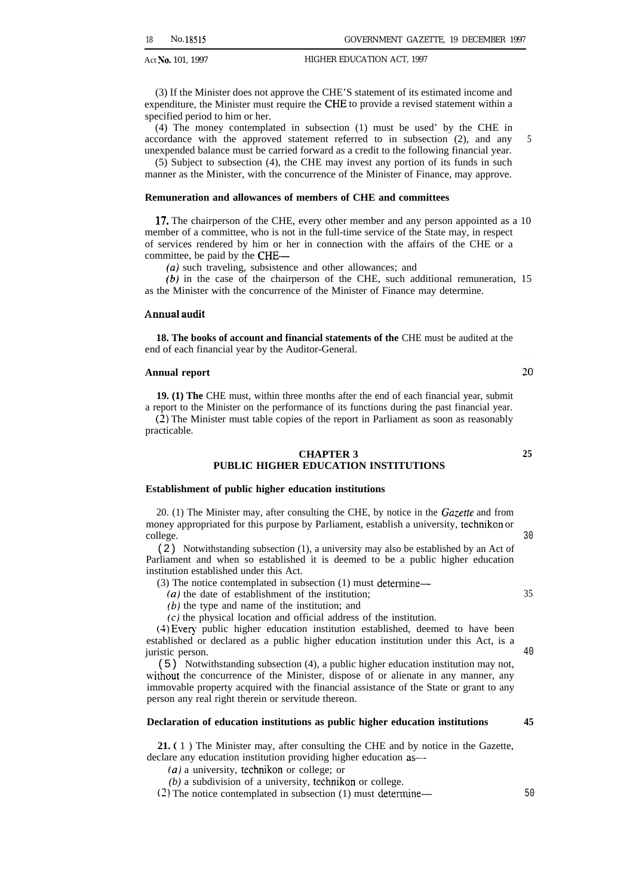(3) If the Minister does not approve the CHE'S statement of its estimated income and expenditure, the Minister must require the CHE to provide a revised statement within a specified period to him or her.

(4) The money contemplated in subsection (1) must be used' by the CHE in accordance with the approved statement referred to in subsection (2), and any unexpended balance must be carried forward as a credit to the following financial year.

(5) Subject to subsection (4), the CHE may invest any portion of its funds in such manner as the Minister, with the concurrence of the Minister of Finance, may approve.

**Remuneration and allowances of members of CHE and committees**

**17.** The chairperson of the CHE, every other member and any person appointed as a member of a committee, who is not in the full-time service of the State may, in respect of services rendered by him or her in connection with the affairs of the CHE or a committee, be paid by the CHE—

*(a)* such traveling, subsistence and other allowances; and

*(b)* in the case of the chairperson of the CHE, such additional remuneration, as the Minister with the concurrence of the Minister of Finance may determine.

**Annual audit**

**18. The books of account and financial statements of the** CHE must be audited at the end of each financial year by the Auditor-General.

**Annual report**

**19. (1) The** CHE must, within three months after the end of each financial year, submit a report to the Minister on the performance of its functions during the past financial year.

(2) The Minister must table copies of the report in Parliament as soon as reasonably practicable.

## CHAPTER 3
## PUBLIC HIGHER EDUCATION INSTITUTIONS

**Establishment of public higher education institutions**

20. (1) The Minister may, after consulting the CHE, by notice in the *Gazette* and from money appropriated for this purpose by Parliament, establish a university, technikon or college.

(2) Notwithstanding subsection (1), a university may also be established by an Act of Parliament and when so established it is deemed to be a public higher education institution established under this Act.

(3) The notice contemplated in subsection (1) must determine—

*(a)* the date of establishment of the institution;

*(b)* the type and name of the institution; and

*(c)* the physical location and official address of the institution.

(4) Every public higher education institution established, deemed to have been established or declared as a public higher education institution under this Act, is a juristic person.

(5) Notwithstanding subsection (4), a public higher education institution may not, without the concurrence of the Minister, dispose of or alienate in any manner, any immovable property acquired with the financial assistance of the State or grant to any person any real right therein or servitude thereon.

**Declaration of education institutions as public higher education institutions**

**21.** (1) The Minister may, after consulting the CHE and by notice in the Gazette, declare any education institution providing higher education as—

*(a)* a university, technikon or college; or

*(b)* a subdivision of a university, technikon or college.

(2) The notice contemplated in subsection (1) must determine—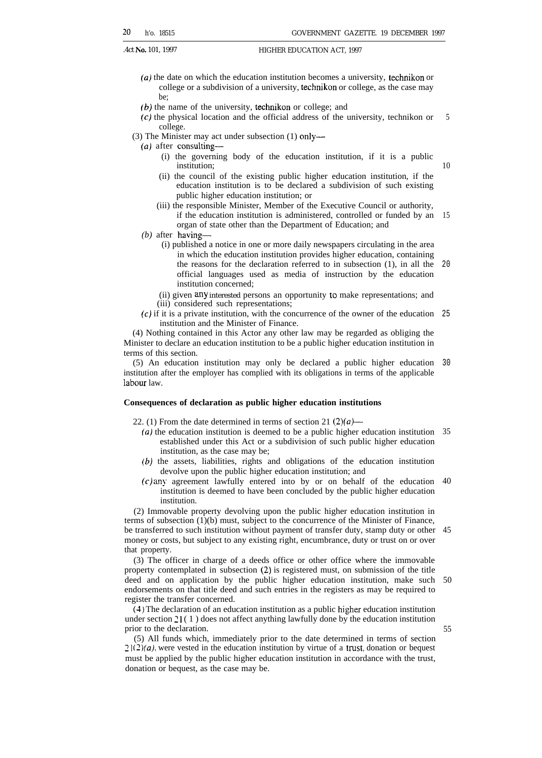(a) the date on which the education institution becomes a university, technikon or college or a subdivision of a university, technikon or college, as the case may be;

(b) the name of the university, technikon or college; and

(c) the physical location and the official address of the university, technikon or college.

(3) The Minister may act under subsection (1) only—

(a) after consulting—

(i) the governing body of the education institution, if it is a public institution;

(ii) the council of the existing public higher education institution, if the education institution is to be declared a subdivision of such existing public higher education institution; or

(iii) the responsible Minister, Member of the Executive Council or authority, if the education institution is administered, controlled or funded by an organ of state other than the Department of Education; and

(b) after having—

(i) published a notice in one or more daily newspapers circulating in the area in which the education institution provides higher education, containing the reasons for the declaration referred to in subsection (1), in all the official languages used as media of instruction by the education institution concerned;

(ii) given any interested persons an opportunity to make representations; and

(iii) considered such representations;

(c) if it is a private institution, with the concurrence of the owner of the education institution and the Minister of Finance.

(4) Nothing contained in this Actor any other law may be regarded as obliging the Minister to declare an education institution to be a public higher education institution in terms of this section.

(5) An education institution may only be declared a public higher education institution after the employer has complied with its obligations in terms of the applicable labour law.

**Consequences of declaration as public higher education institutions**

22. (1) From the date determined in terms of section 21 (2)(a)—

(a) the education institution is deemed to be a public higher education institution established under this Act or a subdivision of such public higher education institution, as the case may be;

(b) the assets, liabilities, rights and obligations of the education institution devolve upon the public higher education institution; and

(c) any agreement lawfully entered into by or on behalf of the education institution is deemed to have been concluded by the public higher education institution.

(2) Immovable property devolving upon the public higher education institution in terms of subsection (1)(b) must, subject to the concurrence of the Minister of Finance, be transferred to such institution without payment of transfer duty, stamp duty or other money or costs, but subject to any existing right, encumbrance, duty or trust on or over that property.

(3) The officer in charge of a deeds office or other office where the immovable property contemplated in subsection (2) is registered must, on submission of the title deed and on application by the public higher education institution, make such endorsements on that title deed and such entries in the registers as may be required to register the transfer concerned.

(4) The declaration of an education institution as a public higher education institution under section 21(1) does not affect anything lawfully done by the education institution prior to the declaration.

(5) All funds which, immediately prior to the date determined in terms of section 21(2)(a), were vested in the education institution by virtue of a trust, donation or bequest must be applied by the public higher education institution in accordance with the trust, donation or bequest, as the case may be.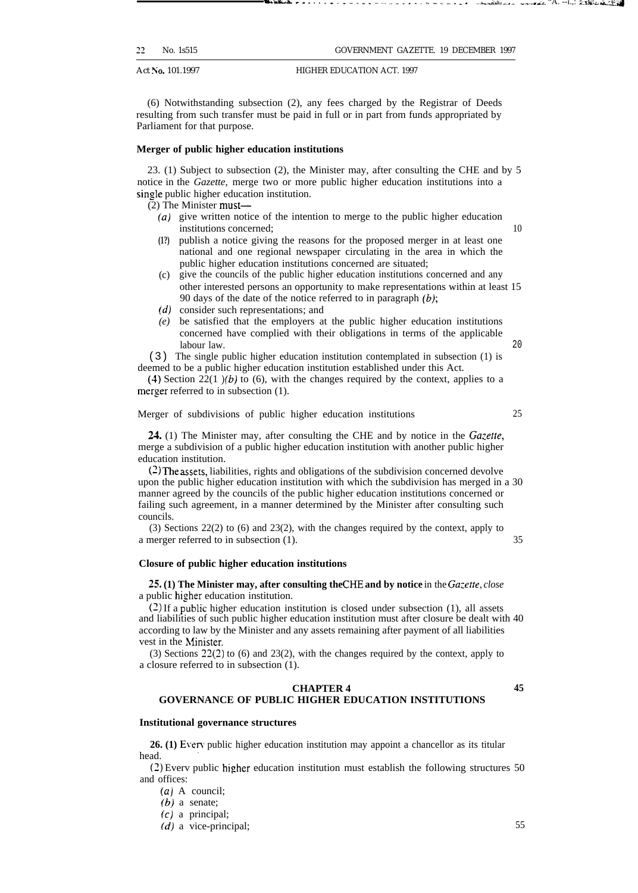(6) Notwithstanding subsection (2), any fees charged by the Registrar of Deeds resulting from such transfer must be paid in full or in part from funds appropriated by Parliament for that purpose.

### Merger of public higher education institutions

23. (1) Subject to subsection (2), the Minister may, after consulting the CHE and by notice in the *Gazette,* merge two or more public higher education institutions into a single public higher education institution.

(2) The Minister must—

*(a)* give written notice of the intention to merge to the public higher education institutions concerned;

*(b)* publish a notice giving the reasons for the proposed merger in at least one national and one regional newspaper circulating in the area in which the public higher education institutions concerned are situated;

(c) give the councils of the public higher education institutions concerned and any other interested persons an opportunity to make representations within at least 90 days of the date of the notice referred to in paragraph *(b)*;

*(d)* consider such representations; and

*(e)* be satisfied that the employers at the public higher education institutions concerned have complied with their obligations in terms of the applicable labour law.

(3) The single public higher education institution contemplated in subsection (1) is deemed to be a public higher education institution established under this Act.

(4) Section 22(1)*(b)* to (6), with the changes required by the context, applies to a merger referred to in subsection (1).

### Merger of subdivisions of public higher education institutions

**24.** (1) The Minister may, after consulting the CHE and by notice in the *Gazette*, merge a subdivision of a public higher education institution with another public higher education institution.

(2) The assets, liabilities, rights and obligations of the subdivision concerned devolve upon the public higher education institution with which the subdivision has merged in a manner agreed by the councils of the public higher education institutions concerned or failing such agreement, in a manner determined by the Minister after consulting such councils.

(3) Sections 22(2) to (6) and 23(2), with the changes required by the context, apply to a merger referred to in subsection (1).

### Closure of public higher education institutions

**25. (1) The Minister may, after consulting the CHE and by notice** in the *Gazette*, *close* a public higher education institution.

(2) If a public higher education institution is closed under subsection (1), all assets and liabilities of such public higher education institution must after closure be dealt with according to law by the Minister and any assets remaining after payment of all liabilities vest in the Minister.

(3) Sections 22(2) to (6) and 23(2), with the changes required by the context, apply to a closure referred to in subsection (1).

## CHAPTER 4
## GOVERNANCE OF PUBLIC HIGHER EDUCATION INSTITUTIONS

### Institutional governance structures

**26. (1)** Every public higher education institution may appoint a chancellor as its titular head.

(2) Every public higher education institution must establish the following structures and offices:

*(a)* A council;

*(b)* a senate;

*(c)* a principal;

*(d)* a vice-principal;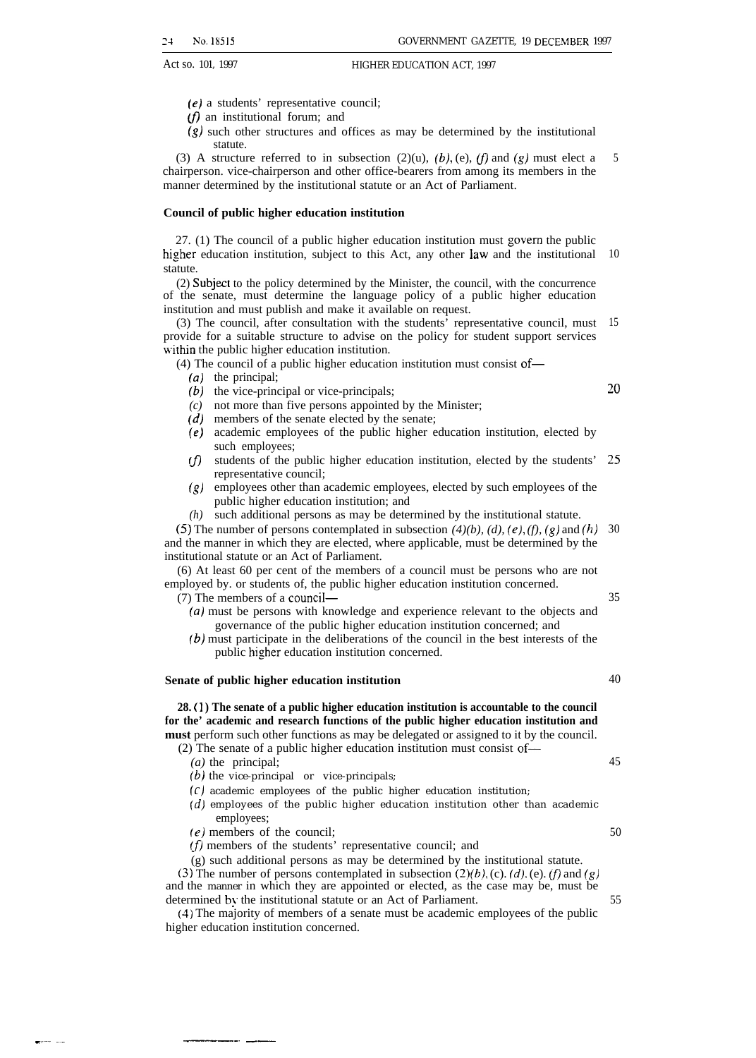*(e)* a students' representative council;

*(f)* an institutional forum; and

*(g)* such other structures and offices as may be determined by the institutional statute.

(3) A structure referred to in subsection (2)(u), *(b)*, (e), *(f)* and *(g)* must elect a chairperson. vice-chairperson and other office-bearers from among its members in the manner determined by the institutional statute or an Act of Parliament.

**Council of public higher education institution**

27. (1) The council of a public higher education institution must govern the public higher education institution, subject to this Act, any other law and the institutional statute.

(2) Subject to the policy determined by the Minister, the council, with the concurrence of the senate, must determine the language policy of a public higher education institution and must publish and make it available on request.

(3) The council, after consultation with the students' representative council, must provide for a suitable structure to advise on the policy for student support services within the public higher education institution.

(4) The council of a public higher education institution must consist of—

*(a)* the principal;

*(b)* the vice-principal or vice-principals;

*(c)* not more than five persons appointed by the Minister;

*(d)* members of the senate elected by the senate;

*(e)* academic employees of the public higher education institution, elected by such employees;

*(f)* students of the public higher education institution, elected by the students' representative council;

*(g)* employees other than academic employees, elected by such employees of the public higher education institution; and

*(h)* such additional persons as may be determined by the institutional statute.

(5) The number of persons contemplated in subsection *(4)(b)*, *(d)*, *(e)*, *(f)*, *(g)* and *(h)* and the manner in which they are elected, where applicable, must be determined by the institutional statute or an Act of Parliament.

(6) At least 60 per cent of the members of a council must be persons who are not employed by. or students of, the public higher education institution concerned.

(7) The members of a council—

*(a)* must be persons with knowledge and experience relevant to the objects and governance of the public higher education institution concerned; and

*(b)* must participate in the deliberations of the council in the best interests of the public higher education institution concerned.

**Senate of public higher education institution**

**28. (1) The senate of a public higher education institution is accountable to the council for the' academic and research functions of the public higher education institution and must** perform such other functions as may be delegated or assigned to it by the council.

(2) The senate of a public higher education institution must consist of—

*(a)* the principal;

*(b)* the vice-principal or vice-principals;

*(c)* academic employees of the public higher education institution;

*(d)* employees of the public higher education institution other than academic employees;

*(e)* members of the council;

*(f)* members of the students' representative council; and

(g) such additional persons as may be determined by the institutional statute.

(3) The number of persons contemplated in subsection (2)*(b)*, (c). *(d)*. (e). *(f)* and *(g)* and the manner in which they are appointed or elected, as the case may be, must be determined by the institutional statute or an Act of Parliament.

(4) The majority of members of a senate must be academic employees of the public higher education institution concerned.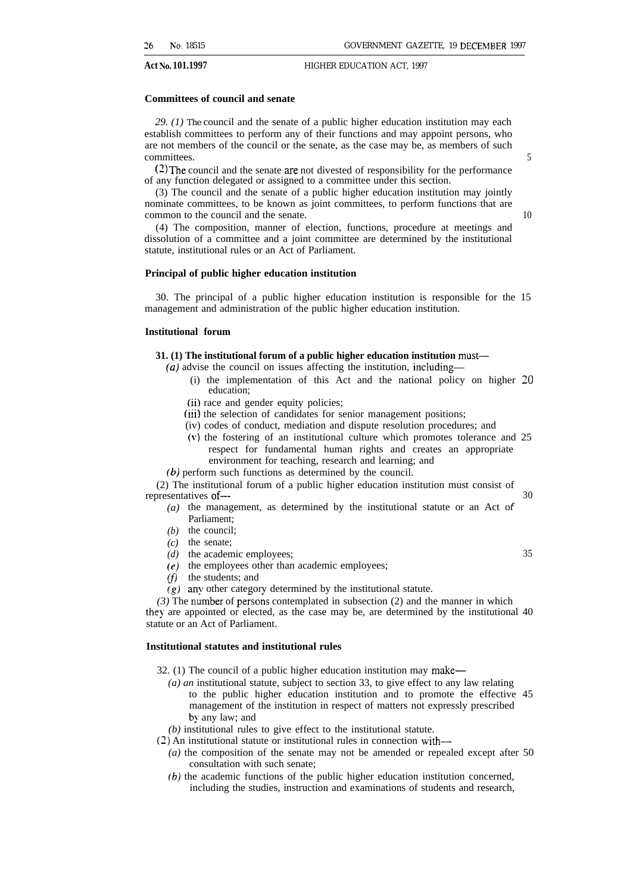### Committees of council and senate

*29. (1)* The council and the senate of a public higher education institution may each establish committees to perform any of their functions and may appoint persons, who are not members of the council or the senate, as the case may be, as members of such committees.

(2) The council and the senate are not divested of responsibility for the performance of any function delegated or assigned to a committee under this section.

(3) The council and the senate of a public higher education institution may jointly nominate committees, to be known as joint committees, to perform functions that are common to the council and the senate.

(4) The composition, manner of election, functions, procedure at meetings and dissolution of a committee and a joint committee are determined by the institutional statute, institutional rules or an Act of Parliament.

### Principal of public higher education institution

30. The principal of a public higher education institution is responsible for the management and administration of the public higher education institution.

### Institutional forum

**31. (1) The institutional forum of a public higher education institution** must—

*(a)* advise the council on issues affecting the institution, including—

(i) the implementation of this Act and the national policy on higher education;

(ii) race and gender equity policies;

(iii) the selection of candidates for senior management positions;

(iv) codes of conduct, mediation and dispute resolution procedures; and

(v) the fostering of an institutional culture which promotes tolerance and respect for fundamental human rights and creates an appropriate environment for teaching, research and learning; and

*(b)* perform such functions as determined by the council.

(2) The institutional forum of a public higher education institution must consist of representatives of—

*(a)* the management, as determined by the institutional statute or an Act of Parliament;

*(b)* the council;

*(c)* the senate;

*(d)* the academic employees;

*(e)* the employees other than academic employees;

*(f)* the students; and

*(g)* any other category determined by the institutional statute.

*(3)* The number of persons contemplated in subsection (2) and the manner in which they are appointed or elected, as the case may be, are determined by the institutional statute or an Act of Parliament.

### Institutional statutes and institutional rules

32. (1) The council of a public higher education institution may make—

*(a) an* institutional statute, subject to section 33, to give effect to any law relating to the public higher education institution and to promote the effective management of the institution in respect of matters not expressly prescribed by any law; and

*(b)* institutional rules to give effect to the institutional statute.

(2) An institutional statute or institutional rules in connection with—

*(a)* the composition of the senate may not be amended or repealed except after consultation with such senate;

*(b)* the academic functions of the public higher education institution concerned, including the studies, instruction and examinations of students and research,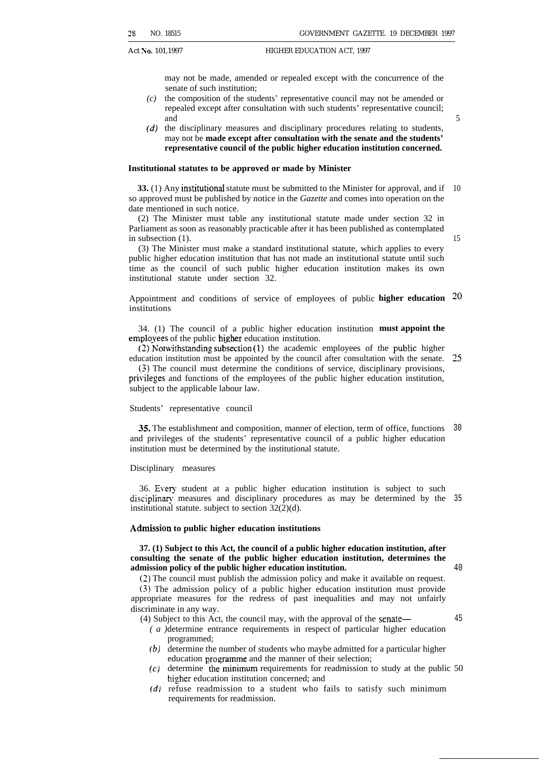may not be made, amended or repealed except with the concurrence of the senate of such institution;

*(c)* the composition of the students' representative council may not be amended or repealed except after consultation with such students' representative council; and

*(d)* the disciplinary measures and disciplinary procedures relating to students, may not be **made except after consultation with the senate and the students' representative council of the public higher education institution concerned.**

**Institutional statutes to be approved or made by Minister**

**33.** (1) Any institutional statute must be submitted to the Minister for approval, and if so approved must be published by notice in the *Gazette* and comes into operation on the date mentioned in such notice.

(2) The Minister must table any institutional statute made under section 32 in Parliament as soon as reasonably practicable after it has been published as contemplated in subsection (1).

(3) The Minister must make a standard institutional statute, which applies to every public higher education institution that has not made an institutional statute until such time as the council of such public higher education institution makes its own institutional statute under section 32.

**Appointment and conditions of service of employees of public higher education institutions**

**34.** (1) The council of a public higher education institution must appoint the employees of the public higher education institution.

(2) Notwithstanding subsection (1) the academic employees of the public higher education institution must be appointed by the council after consultation with the senate.

(3) The council must determine the conditions of service, disciplinary provisions, privileges and functions of the employees of the public higher education institution, subject to the applicable labour law.

**Students' representative council**

**35.** The establishment and composition, manner of election, term of office, functions and privileges of the students' representative council of a public higher education institution must be determined by the institutional statute.

**Disciplinary measures**

**36.** Every student at a public higher education institution is subject to such disciplinary measures and disciplinary procedures as may be determined by the institutional statute. subject to section 32(2)(d).

**Admission to public higher education institutions**

**37. (1) Subject to this Act, the council of a public higher education institution, after consulting the senate of the public higher education institution, determines the admission policy of the public higher education institution.**

(2) The council must publish the admission policy and make it available on request.

(3) The admission policy of a public higher education institution must provide appropriate measures for the redress of past inequalities and may not unfairly discriminate in any way.

(4) Subject to this Act, the council may, with the approval of the senate—

*(a)* determine entrance requirements in respect of particular higher education programmed;

*(b)* determine the number of students who maybe admitted for a particular higher education programme and the manner of their selection;

*(c)* determine the minimum requirements for readmission to study at the public higher education institution concerned; and

*(d)* refuse readmission to a student who fails to satisfy such minimum requirements for readmission.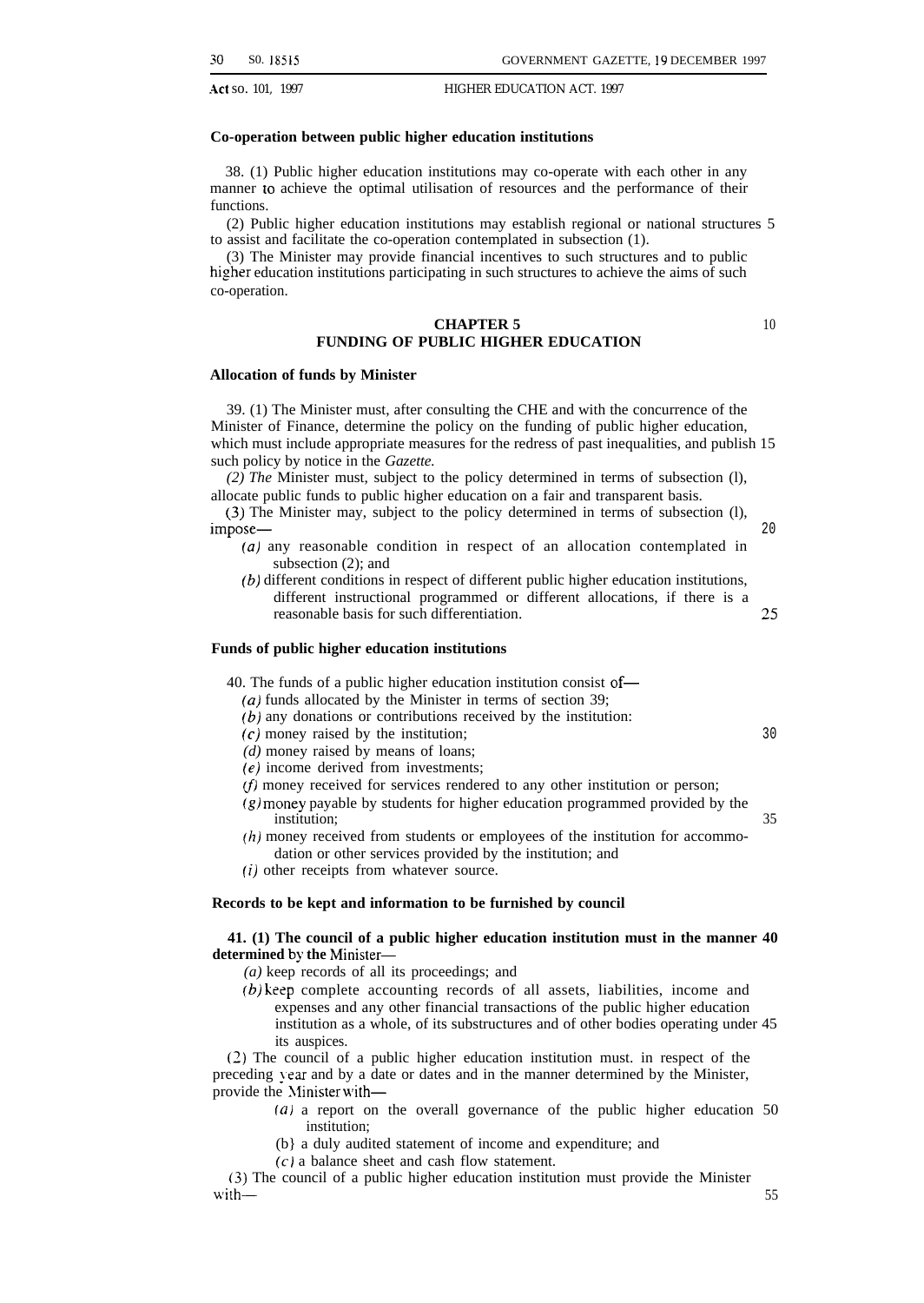**Co-operation between public higher education institutions**

38. (1) Public higher education institutions may co-operate with each other in any manner to achieve the optimal utilisation of resources and the performance of their functions.

(2) Public higher education institutions may establish regional or national structures to assist and facilitate the co-operation contemplated in subsection (1).

(3) The Minister may provide financial incentives to such structures and to public higher education institutions participating in such structures to achieve the aims of such co-operation.

## CHAPTER 5
## FUNDING OF PUBLIC HIGHER EDUCATION

**Allocation of funds by Minister**

39. (1) The Minister must, after consulting the CHE and with the concurrence of the Minister of Finance, determine the policy on the funding of public higher education, which must include appropriate measures for the redress of past inequalities, and publish such policy by notice in the *Gazette.*

(2) The Minister must, subject to the policy determined in terms of subsection (l), allocate public funds to public higher education on a fair and transparent basis.

(3) The Minister may, subject to the policy determined in terms of subsection (l), impose—

*(a)* any reasonable condition in respect of an allocation contemplated in subsection (2); and

*(b)* different conditions in respect of different public higher education institutions, different instructional programmed or different allocations, if there is a reasonable basis for such differentiation.

**Funds of public higher education institutions**

40. The funds of a public higher education institution consist of—

*(a)* funds allocated by the Minister in terms of section 39;

*(b)* any donations or contributions received by the institution:

*(c)* money raised by the institution;

*(d)* money raised by means of loans;

*(e)* income derived from investments;

*(f)* money received for services rendered to any other institution or person;

*(g)* money payable by students for higher education programmed provided by the institution;

*(h)* money received from students or employees of the institution for accommodation or other services provided by the institution; and

*(i)* other receipts from whatever source.

**Records to be kept and information to be furnished by council**

**41. (1) The council of a public higher education institution must in the manner determined by the Minister—**

*(a)* keep records of all its proceedings; and

*(b)* keep complete accounting records of all assets, liabilities, income and expenses and any other financial transactions of the public higher education institution as a whole, of its substructures and of other bodies operating under its auspices.

(2) The council of a public higher education institution must. in respect of the preceding year and by a date or dates and in the manner determined by the Minister, provide the Minister with—

*(a)* a report on the overall governance of the public higher education institution;

*(b)* a duly audited statement of income and expenditure; and

*(c)* a balance sheet and cash flow statement.

(3) The council of a public higher education institution must provide the Minister with—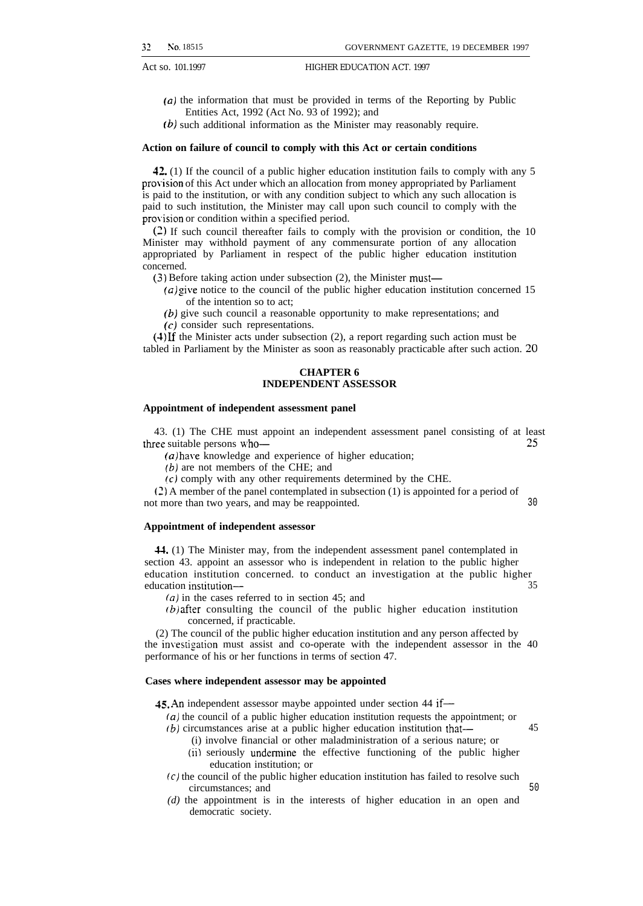(*a*) the information that must be provided in terms of the Reporting by Public Entities Act, 1992 (Act No. 93 of 1992); and

(*b*) such additional information as the Minister may reasonably require.

**Action on failure of council to comply with this Act or certain conditions**

**42.** (1) If the council of a public higher education institution fails to comply with any provision of this Act under which an allocation from money appropriated by Parliament is paid to the institution, or with any condition subject to which any such allocation is paid to such institution, the Minister may call upon such council to comply with the provision or condition within a specified period.

(2) If such council thereafter fails to comply with the provision or condition, the Minister may withhold payment of any commensurate portion of any allocation appropriated by Parliament in respect of the public higher education institution concerned.

(3) Before taking action under subsection (2), the Minister must—

(*a*) give notice to the council of the public higher education institution concerned of the intention so to act;

(*b*) give such council a reasonable opportunity to make representations; and

(*c*) consider such representations.

(4) If the Minister acts under subsection (2), a report regarding such action must be tabled in Parliament by the Minister as soon as reasonably practicable after such action.

## CHAPTER 6
## INDEPENDENT ASSESSOR

**Appointment of independent assessment panel**

43. (1) The CHE must appoint an independent assessment panel consisting of at least three suitable persons who—

(*a*) have knowledge and experience of higher education;

(*b*) are not members of the CHE; and

(*c*) comply with any other requirements determined by the CHE.

(2) A member of the panel contemplated in subsection (1) is appointed for a period of not more than two years, and may be reappointed.

**Appointment of independent assessor**

**44.** (1) The Minister may, from the independent assessment panel contemplated in section 43. appoint an assessor who is independent in relation to the public higher education institution concerned. to conduct an investigation at the public higher education institution—

(*a*) in the cases referred to in section 45; and

(*b*) after consulting the council of the public higher education institution concerned, if practicable.

(2) The council of the public higher education institution and any person affected by the investigation must assist and co-operate with the independent assessor in the performance of his or her functions in terms of section 47.

**Cases where independent assessor may be appointed**

**45.** An independent assessor maybe appointed under section 44 if—

(*a*) the council of a public higher education institution requests the appointment; or

(*b*) circumstances arise at a public higher education institution that—

(i) involve financial or other maladministration of a serious nature; or

(ii) seriously undermine the effective functioning of the public higher education institution; or

(*c*) the council of the public higher education institution has failed to resolve such circumstances; and

(*d*) the appointment is in the interests of higher education in an open and democratic society.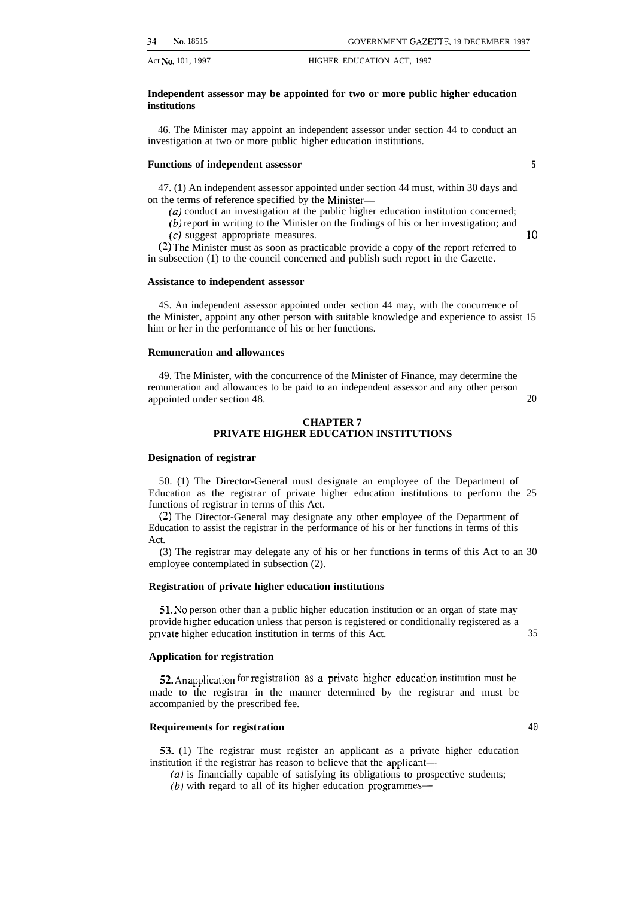**Independent assessor may be appointed for two or more public higher education institutions**

46. The Minister may appoint an independent assessor under section 44 to conduct an investigation at two or more public higher education institutions.

**Functions of independent assessor**

47. (1) An independent assessor appointed under section 44 must, within 30 days and on the terms of reference specified by the Minister—

*(a)* conduct an investigation at the public higher education institution concerned;

*(b)* report in writing to the Minister on the findings of his or her investigation; and

*(c)* suggest appropriate measures.

(2) The Minister must as soon as practicable provide a copy of the report referred to in subsection (1) to the council concerned and publish such report in the Gazette.

**Assistance to independent assessor**

48. An independent assessor appointed under section 44 may, with the concurrence of the Minister, appoint any other person with suitable knowledge and experience to assist him or her in the performance of his or her functions.

**Remuneration and allowances**

49. The Minister, with the concurrence of the Minister of Finance, may determine the remuneration and allowances to be paid to an independent assessor and any other person appointed under section 48.

## CHAPTER 7
## PRIVATE HIGHER EDUCATION INSTITUTIONS

**Designation of registrar**

50. (1) The Director-General must designate an employee of the Department of Education as the registrar of private higher education institutions to perform the functions of registrar in terms of this Act.

(2) The Director-General may designate any other employee of the Department of Education to assist the registrar in the performance of his or her functions in terms of this Act.

(3) The registrar may delegate any of his or her functions in terms of this Act to an employee contemplated in subsection (2).

**Registration of private higher education institutions**

**51.** No person other than a public higher education institution or an organ of state may provide higher education unless that person is registered or conditionally registered as a private higher education institution in terms of this Act.

**Application for registration**

**52.** An application for registration as a private higher education institution must be made to the registrar in the manner determined by the registrar and must be accompanied by the prescribed fee.

**Requirements for registration**

**53.** (1) The registrar must register an applicant as a private higher education institution if the registrar has reason to believe that the applicant—

*(a)* is financially capable of satisfying its obligations to prospective students;

*(b)* with regard to all of its higher education programmes—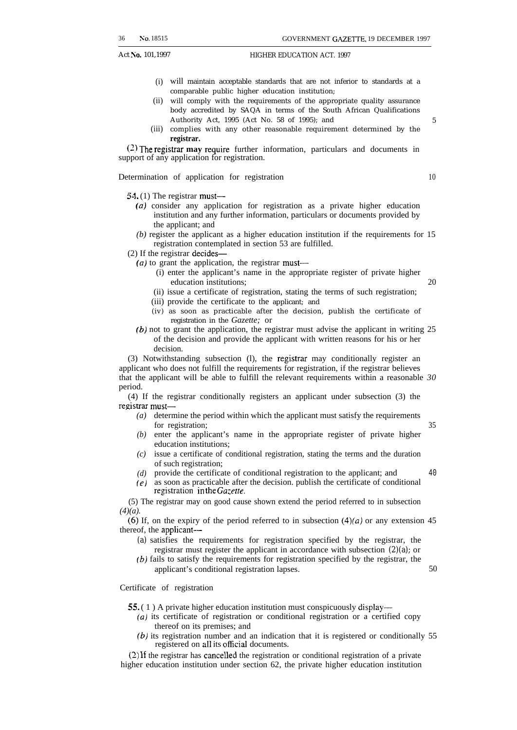(i) will maintain acceptable standards that are not inferior to standards at a comparable public higher education institution;

(ii) will comply with the requirements of the appropriate quality assurance body accredited by SAQA in terms of the South African Qualifications Authority Act, 1995 (Act No. 58 of 1995); and

(iii) complies with any other reasonable requirement determined by the registrar.

(2) The registrar may require further information, particulars and documents in support of any application for registration.

Determination of application for registration

**54.** (1) The registrar must—

*(a)* consider any application for registration as a private higher education institution and any further information, particulars or documents provided by the applicant; and

*(b)* register the applicant as a higher education institution if the requirements for registration contemplated in section 53 are fulfilled.

(2) If the registrar decides—

*(a)* to grant the application, the registrar must—

(i) enter the applicant's name in the appropriate register of private higher education institutions;

(ii) issue a certificate of registration, stating the terms of such registration;

(iii) provide the certificate to the applicant; and

(iv) as soon as practicable after the decision, publish the certificate of registration in the *Gazette;* or

*(b)* not to grant the application, the registrar must advise the applicant in writing of the decision and provide the applicant with written reasons for his or her decision.

(3) Notwithstanding subsection (l), the registrar may conditionally register an applicant who does not fulfill the requirements for registration, if the registrar believes that the applicant will be able to fulfill the relevant requirements within a reasonable period.

(4) If the registrar conditionally registers an applicant under subsection (3) the registrar must—

*(a)* determine the period within which the applicant must satisfy the requirements for registration;

*(b)* enter the applicant's name in the appropriate register of private higher education institutions;

*(c)* issue a certificate of conditional registration, stating the terms and the duration of such registration;

*(d)* provide the certificate of conditional registration to the applicant; and

*(e)* as soon as practicable after the decision. publish the certificate of conditional registration in the *Gazette.*

(5) The registrar may on good cause shown extend the period referred to in subsection *(4)(a).*

(6) If, on the expiry of the period referred to in subsection (4)*(a)* or any extension thereof, the applicant—

(a) satisfies the requirements for registration specified by the registrar, the registrar must register the applicant in accordance with subsection (2)(a); or

*(b)* fails to satisfy the requirements for registration specified by the registrar, the applicant's conditional registration lapses.

Certificate of registration

**55.** (1) A private higher education institution must conspicuously display—

*(a)* its certificate of registration or conditional registration or a certified copy thereof on its premises; and

*(b)* its registration number and an indication that it is registered or conditionally registered on all its official documents.

(2) If the registrar has cancelled the registration or conditional registration of a private higher education institution under section 62, the private higher education institution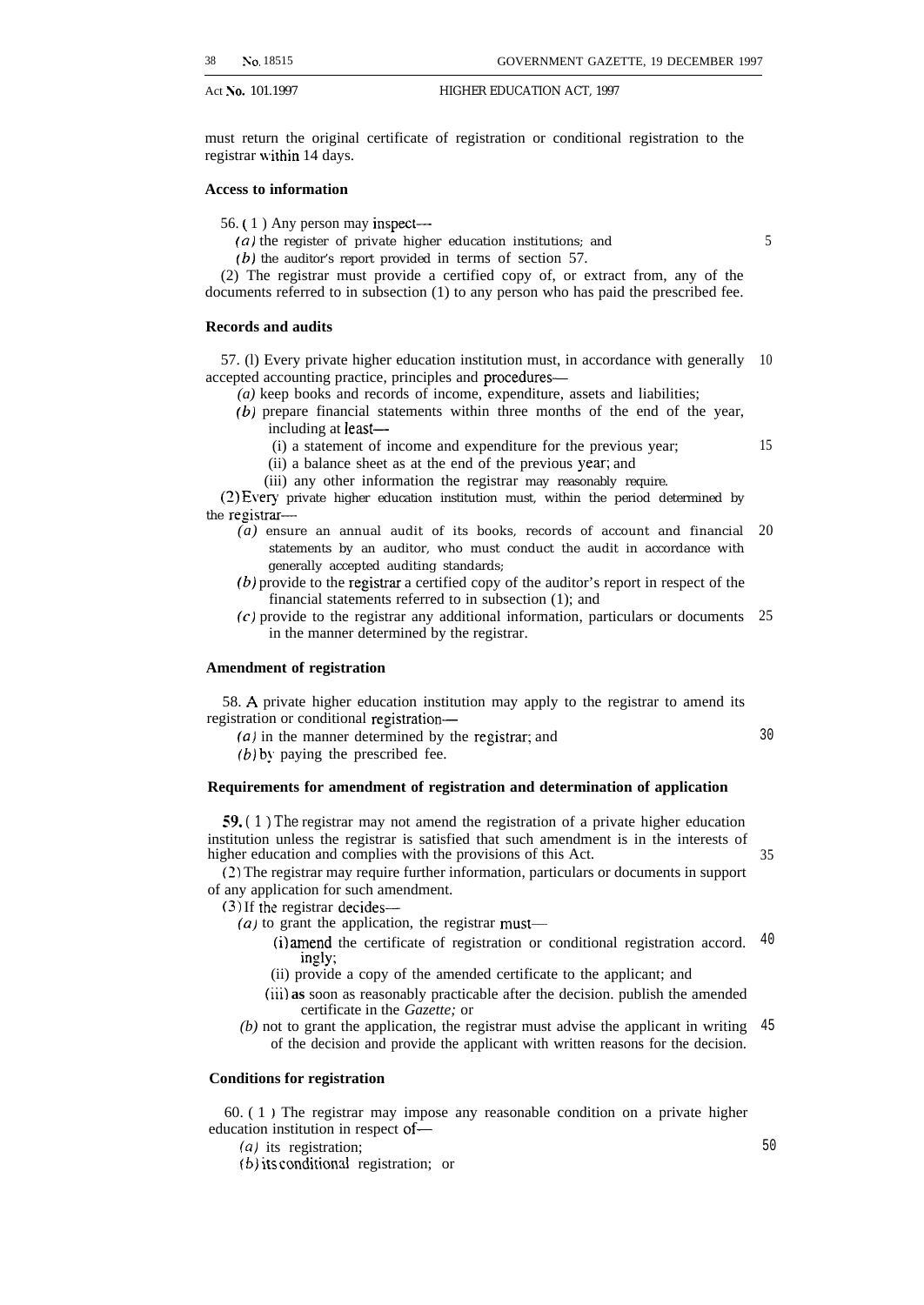must return the original certificate of registration or conditional registration to the registrar within 14 days.

**Access to information**

56. (1) Any person may inspect—

*(a)* the register of private higher education institutions; and

*(b)* the auditor's report provided in terms of section 57.

(2) The registrar must provide a certified copy of, or extract from, any of the documents referred to in subsection (1) to any person who has paid the prescribed fee.

**Records and audits**

57. (1) Every private higher education institution must, in accordance with generally accepted accounting practice, principles and procedures—

*(a)* keep books and records of income, expenditure, assets and liabilities;

*(b)* prepare financial statements within three months of the end of the year, including at least—

(i) a statement of income and expenditure for the previous year;

(ii) a balance sheet as at the end of the previous year; and

(iii) any other information the registrar may reasonably require.

(2) Every private higher education institution must, within the period determined by the registrar—

*(a)* ensure an annual audit of its books, records of account and financial statements by an auditor, who must conduct the audit in accordance with generally accepted auditing standards;

*(b)* provide to the registrar a certified copy of the auditor's report in respect of the financial statements referred to in subsection (1); and

*(c)* provide to the registrar any additional information, particulars or documents in the manner determined by the registrar.

**Amendment of registration**

58. A private higher education institution may apply to the registrar to amend its registration or conditional registration—

*(a)* in the manner determined by the registrar; and

*(b)* by paying the prescribed fee.

**Requirements for amendment of registration and determination of application**

59. (1) The registrar may not amend the registration of a private higher education institution unless the registrar is satisfied that such amendment is in the interests of higher education and complies with the provisions of this Act.

(2) The registrar may require further information, particulars or documents in support of any application for such amendment.

(3) If the registrar decides—

*(a)* to grant the application, the registrar must—

(i) amend the certificate of registration or conditional registration accordingly;

(ii) provide a copy of the amended certificate to the applicant; and

(iii) as soon as reasonably practicable after the decision, publish the amended certificate in the *Gazette;* or

*(b)* not to grant the application, the registrar must advise the applicant in writing of the decision and provide the applicant with written reasons for the decision.

**Conditions for registration**

60. (1) The registrar may impose any reasonable condition on a private higher education institution in respect of—

*(a)* its registration;

*(b)* its conditional registration; or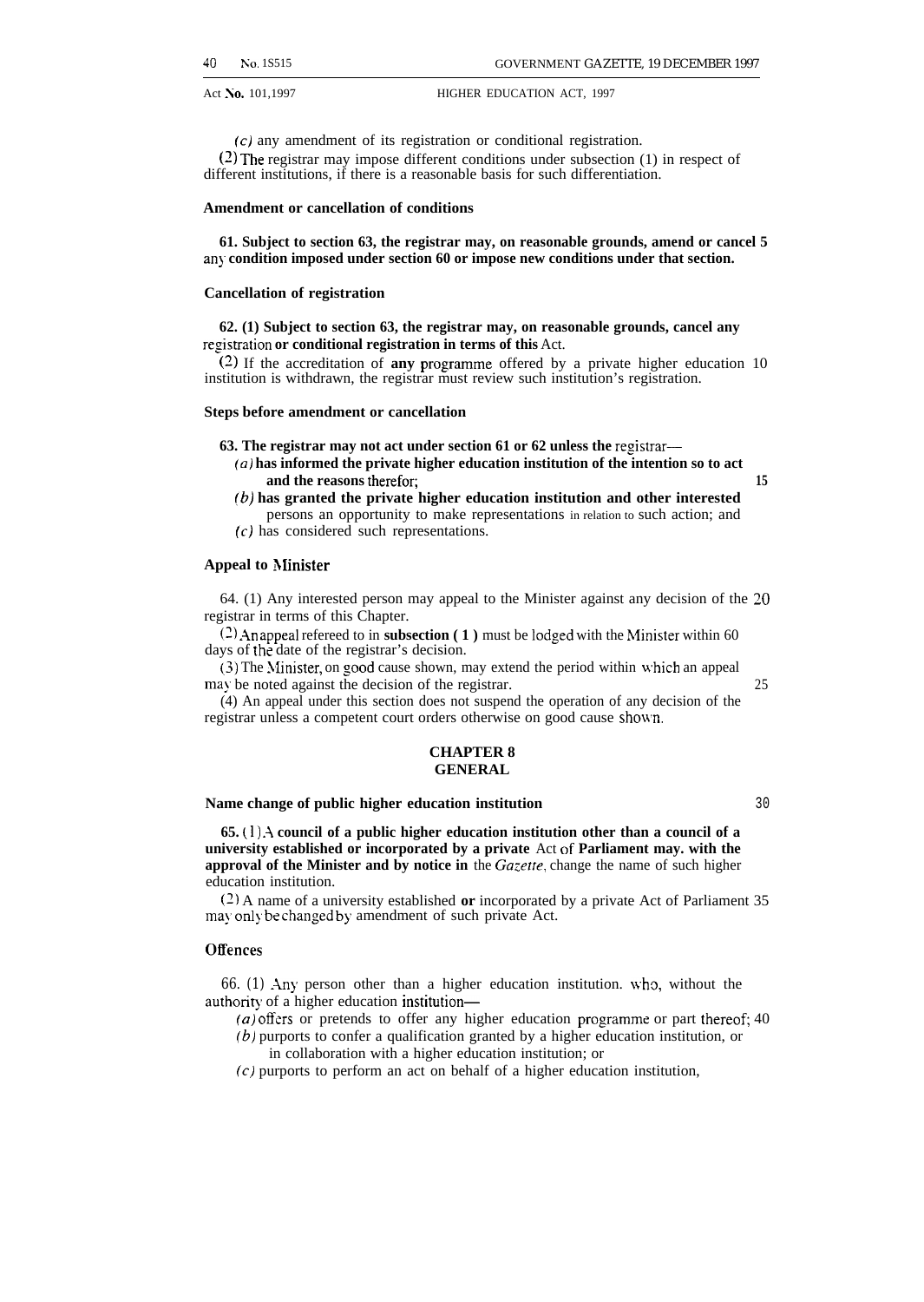*(c)* any amendment of its registration or conditional registration.

(2) The registrar may impose different conditions under subsection (1) in respect of different institutions, if there is a reasonable basis for such differentiation.

**Amendment or cancellation of conditions**

**61. Subject to section 63, the registrar may, on reasonable grounds, amend or cancel any condition imposed under section 60 or impose new conditions under that section.**

**Cancellation of registration**

**62. (1) Subject to section 63, the registrar may, on reasonable grounds, cancel any registration or conditional registration in terms of this** Act.

(2) If the accreditation of **any** programme offered by a private higher education institution is withdrawn, the registrar must review such institution's registration.

**Steps before amendment or cancellation**

**63. The registrar may not act under section 61 or 62 unless the registrar—**

*(a)* **has informed the private higher education institution of the intention so to act and the reasons therefor;**

*(b)* **has granted the private higher education institution and other interested** persons an opportunity to make representations in relation to such action; and

*(c)* has considered such representations.

**Appeal to Minister**

64. (1) Any interested person may appeal to the Minister against any decision of the registrar in terms of this Chapter.

(2) An appeal refereed to in **subsection ( 1 )** must be lodged with the Minister within 60 days of the date of the registrar's decision.

(3) The Minister, on good cause shown, may extend the period within which an appeal may be noted against the decision of the registrar.

(4) An appeal under this section does not suspend the operation of any decision of the registrar unless a competent court orders otherwise on good cause shown.

## CHAPTER 8
## GENERAL

**Name change of public higher education institution**

**65.** (1) **A council of a public higher education institution other than a council of a university established or incorporated by a private** Act of **Parliament may. with the approval of the Minister and by notice in** the *Gazette*, change the name of such higher education institution.

(2) A name of a university established **or** incorporated by a private Act of Parliament may only be changed by amendment of such private Act.

**Offences**

66. (1) Any person other than a higher education institution. who, without the authority of a higher education institution—

*(a)* offers or pretends to offer any higher education programme or part thereof;

*(b)* purports to confer a qualification granted by a higher education institution, or in collaboration with a higher education institution; or

*(c)* purports to perform an act on behalf of a higher education institution,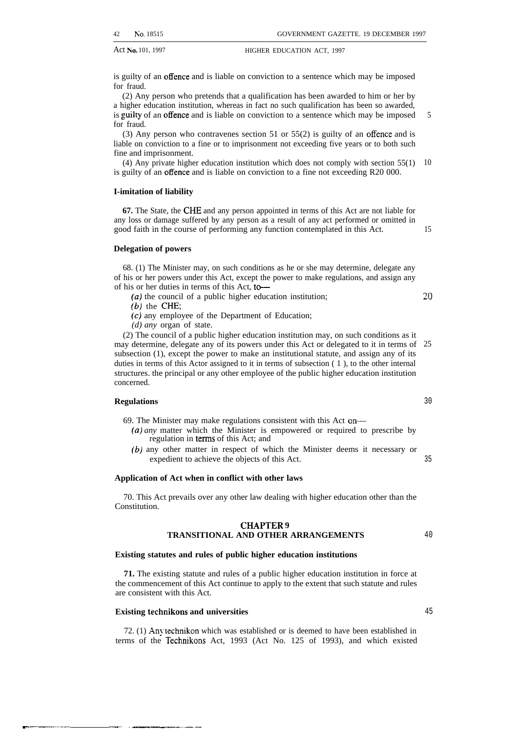is guilty of an offence and is liable on conviction to a sentence which may be imposed for fraud.

(2) Any person who pretends that a qualification has been awarded to him or her by a higher education institution, whereas in fact no such qualification has been so awarded, is guilty of an offence and is liable on conviction to a sentence which may be imposed for fraud.

(3) Any person who contravenes section 51 or 55(2) is guilty of an offence and is liable on conviction to a fine or to imprisonment not exceeding five years or to both such fine and imprisonment.

(4) Any private higher education institution which does not comply with section 55(1) is guilty of an offence and is liable on conviction to a fine not exceeding R20 000.

**I-imitation of liability**

**67.** The State, the CHE and any person appointed in terms of this Act are not liable for any loss or damage suffered by any person as a result of any act performed or omitted in good faith in the course of performing any function contemplated in this Act.

**Delegation of powers**

68. (1) The Minister may, on such conditions as he or she may determine, delegate any of his or her powers under this Act, except the power to make regulations, and assign any of his or her duties in terms of this Act, to—

*(a)* the council of a public higher education institution;

*(b)* the CHE;

*(c)* any employee of the Department of Education;

*(d) any* organ of state.

(2) The council of a public higher education institution may, on such conditions as it may determine, delegate any of its powers under this Act or delegated to it in terms of subsection (1), except the power to make an institutional statute, and assign any of its duties in terms of this Actor assigned to it in terms of subsection ( 1 ), to the other internal structures. the principal or any other employee of the public higher education institution concerned.

**Regulations**

69. The Minister may make regulations consistent with this Act on—

*(a) any* matter which the Minister is empowered or required to prescribe by regulation in terms of this Act; and

*(b)* any other matter in respect of which the Minister deems it necessary or expedient to achieve the objects of this Act.

**Application of Act when in conflict with other laws**

70. This Act prevails over any other law dealing with higher education other than the Constitution.

## CHAPTER 9
## TRANSITIONAL AND OTHER ARRANGEMENTS

**Existing statutes and rules of public higher education institutions**

**71.** The existing statute and rules of a public higher education institution in force at the commencement of this Act continue to apply to the extent that such statute and rules are consistent with this Act.

**Existing technikons and universities**

72. (1) Any technikon which was established or is deemed to have been established in terms of the Technikons Act, 1993 (Act No. 125 of 1993), and which existed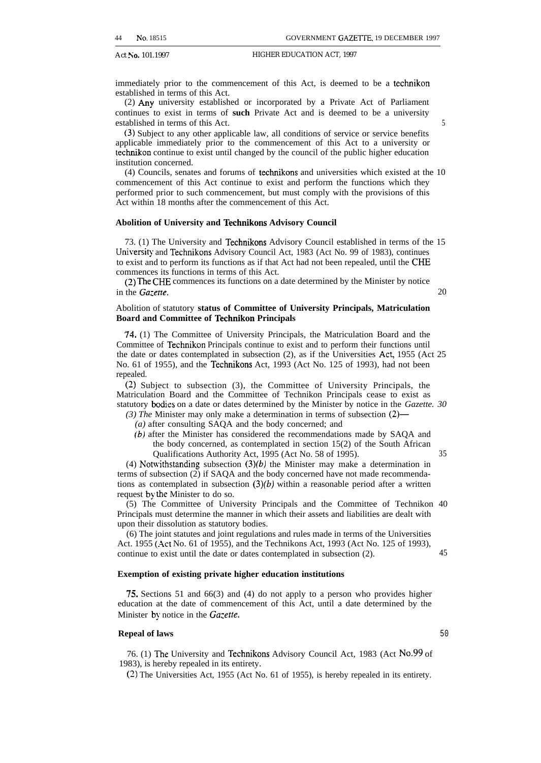immediately prior to the commencement of this Act, is deemed to be a technikon established in terms of this Act.

(2) Any university established or incorporated by a Private Act of Parliament continues to exist in terms of such Private Act and is deemed to be a university established in terms of this Act.

(3) Subject to any other applicable law, all conditions of service or service benefits applicable immediately prior to the commencement of this Act to a university or technikon continue to exist until changed by the council of the public higher education institution concerned.

(4) Councils, senates and forums of technikons and universities which existed at the commencement of this Act continue to exist and perform the functions which they performed prior to such commencement, but must comply with the provisions of this Act within 18 months after the commencement of this Act.

**Abolition of University and Technikons Advisory Council**

73. (1) The University and Technikons Advisory Council established in terms of the University and Technikons Advisory Council Act, 1983 (Act No. 99 of 1983), continues to exist and to perform its functions as if that Act had not been repealed, until the CHE commences its functions in terms of this Act.

(2) The CHE commences its functions on a date determined by the Minister by notice in the *Gazette*.

**Abolition of statutory status of Committee of University Principals, Matriculation Board and Committee of Technikon Principals**

74. (1) The Committee of University Principals, the Matriculation Board and the Committee of Technikon Principals continue to exist and to perform their functions until the date or dates contemplated in subsection (2), as if the Universities Act, 1955 (Act No. 61 of 1955), and the Technikons Act, 1993 (Act No. 125 of 1993), had not been repealed.

(2) Subject to subsection (3), the Committee of University Principals, the Matriculation Board and the Committee of Technikon Principals cease to exist as statutory bodies on a date or dates determined by the Minister by notice in the *Gazette.*

(3) The Minister may only make a determination in terms of subsection (2)—

*(a)* after consulting SAQA and the body concerned; and

*(b)* after the Minister has considered the recommendations made by SAQA and the body concerned, as contemplated in section 15(2) of the South African Qualifications Authority Act, 1995 (Act No. 58 of 1995).

(4) Notwithstanding subsection (3)*(b)* the Minister may make a determination in terms of subsection (2) if SAQA and the body concerned have not made recommendations as contemplated in subsection (3)*(b)* within a reasonable period after a written request by the Minister to do so.

(5) The Committee of University Principals and the Committee of Technikon Principals must determine the manner in which their assets and liabilities are dealt with upon their dissolution as statutory bodies.

(6) The joint statutes and joint regulations and rules made in terms of the Universities Act. 1955 (Act No. 61 of 1955), and the Technikons Act, 1993 (Act No. 125 of 1993), continue to exist until the date or dates contemplated in subsection (2).

**Exemption of existing private higher education institutions**

75. Sections 51 and 66(3) and (4) do not apply to a person who provides higher education at the date of commencement of this Act, until a date determined by the Minister by notice in the *Gazette.*

**Repeal of laws**

76. (1) The University and Technikons Advisory Council Act, 1983 (Act No. 99 of 1983), is hereby repealed in its entirety.

(2) The Universities Act, 1955 (Act No. 61 of 1955), is hereby repealed in its entirety.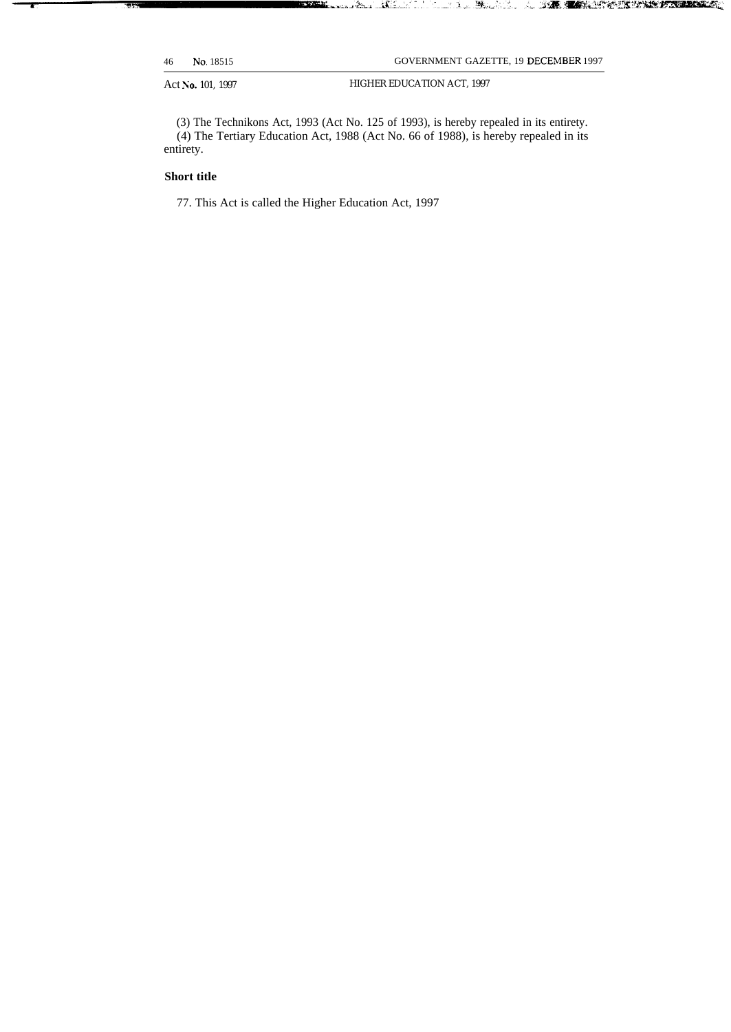(3) The Technikons Act, 1993 (Act No. 125 of 1993), is hereby repealed in its entirety.

(4) The Tertiary Education Act, 1988 (Act No. 66 of 1988), is hereby repealed in its entirety.

**Short title**

77. This Act is called the Higher Education Act, 1997